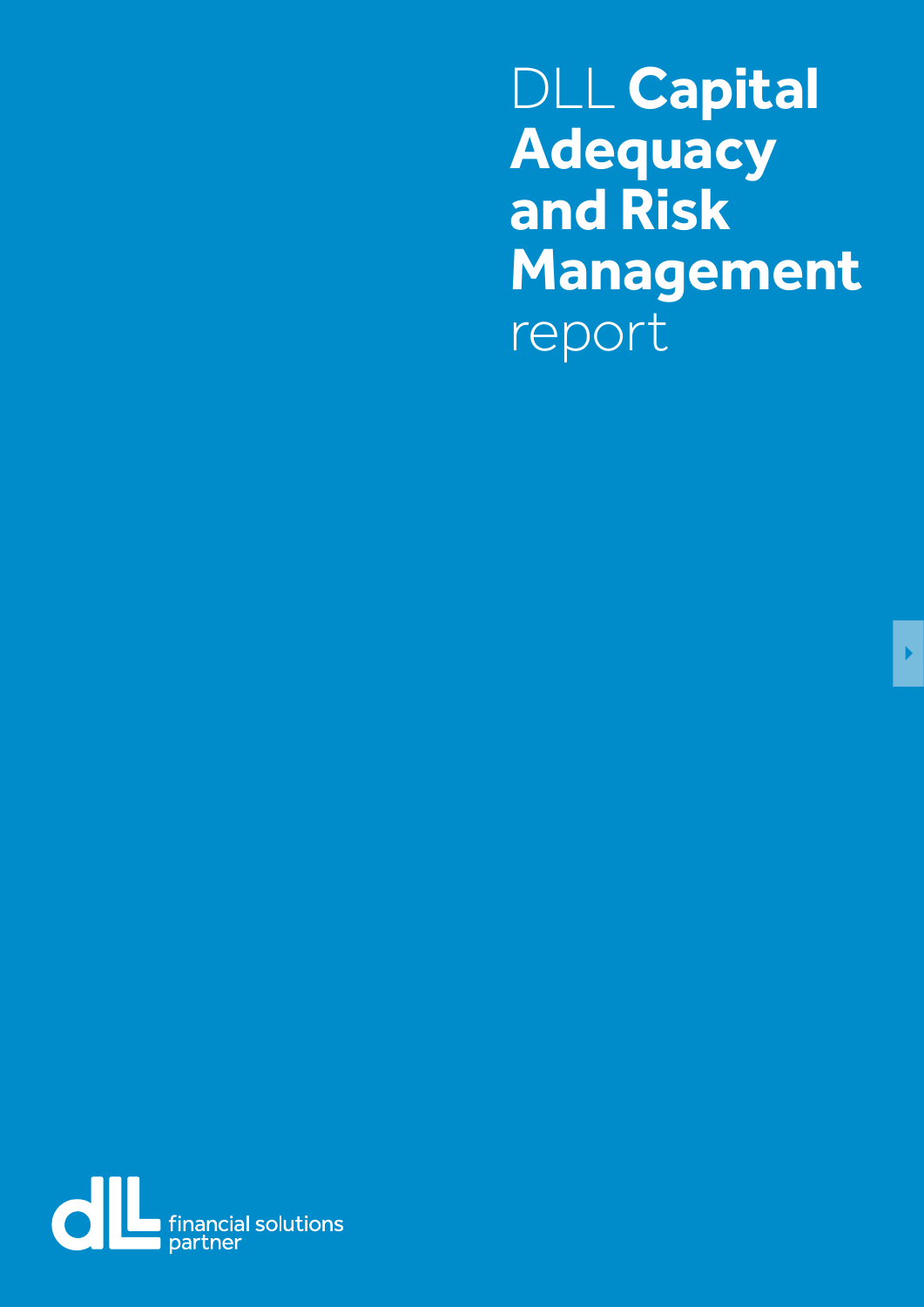# DLL **Capital Adequacy and Risk Management** report

financial solutions partner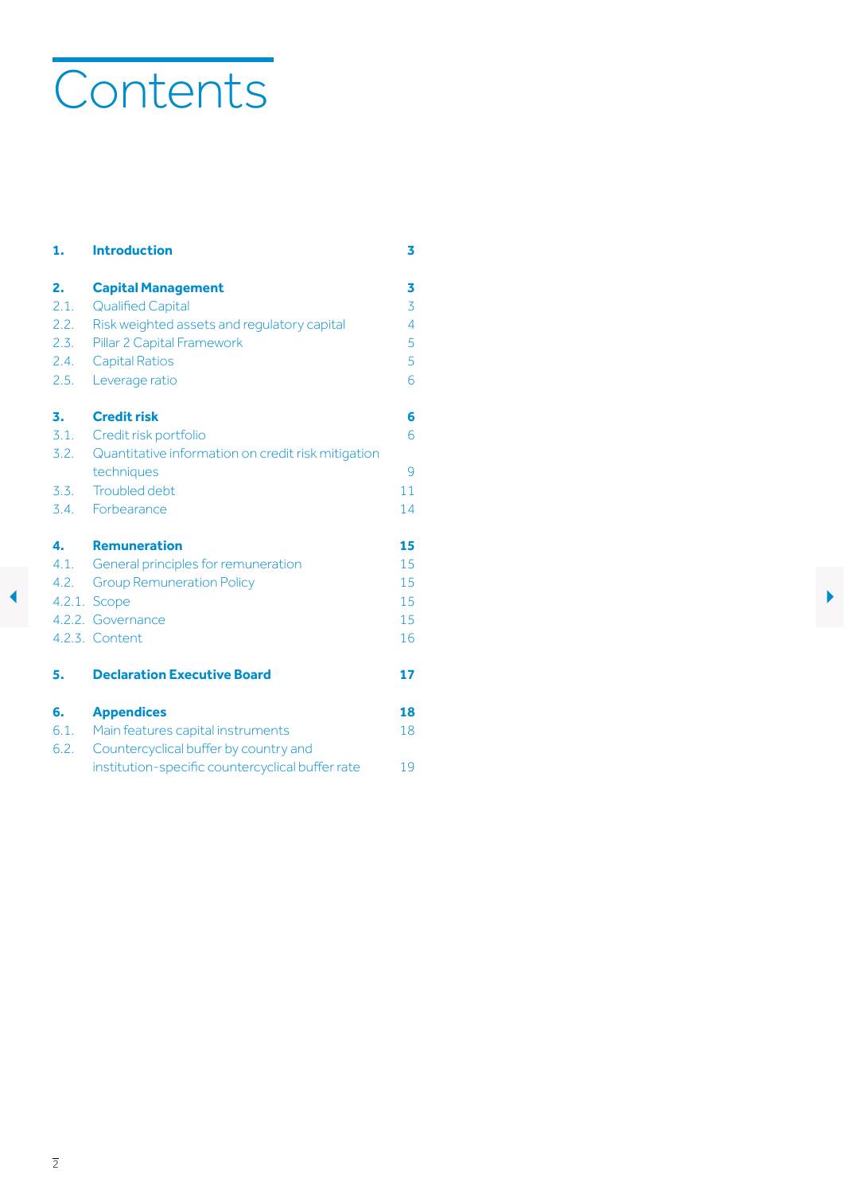# Contents

| | | |
|---|---|---|
| **1.** | **Introduction** | **3** |
| **2.** | **Capital Management** | **3** |
| 2.1. | Qualified Capital | 3 |
| 2.2. | Risk weighted assets and regulatory capital | 4 |
| 2.3. | Pillar 2 Capital Framework | 5 |
| 2.4. | Capital Ratios | 5 |
| 2.5. | Leverage ratio | 6 |
| **3.** | **Credit risk** | **6** |
| 3.1. | Credit risk portfolio | 6 |
| 3.2. | Quantitative information on credit risk mitigation techniques | 9 |
| 3.3. | Troubled debt | 11 |
| 3.4. | Forbearance | 14 |
| **4.** | **Remuneration** | **15** |
| 4.1. | General principles for remuneration | 15 |
| 4.2. | Group Remuneration Policy | 15 |
| 4.2.1. | Scope | 15 |
| 4.2.2. | Governance | 15 |
| 4.2.3. | Content | 16 |
| **5.** | **Declaration Executive Board** | **17** |
| **6.** | **Appendices** | **18** |
| 6.1. | Main features capital instruments | 18 |
| 6.2. | Countercyclical buffer by country and institution-specific countercyclical buffer rate | 19 |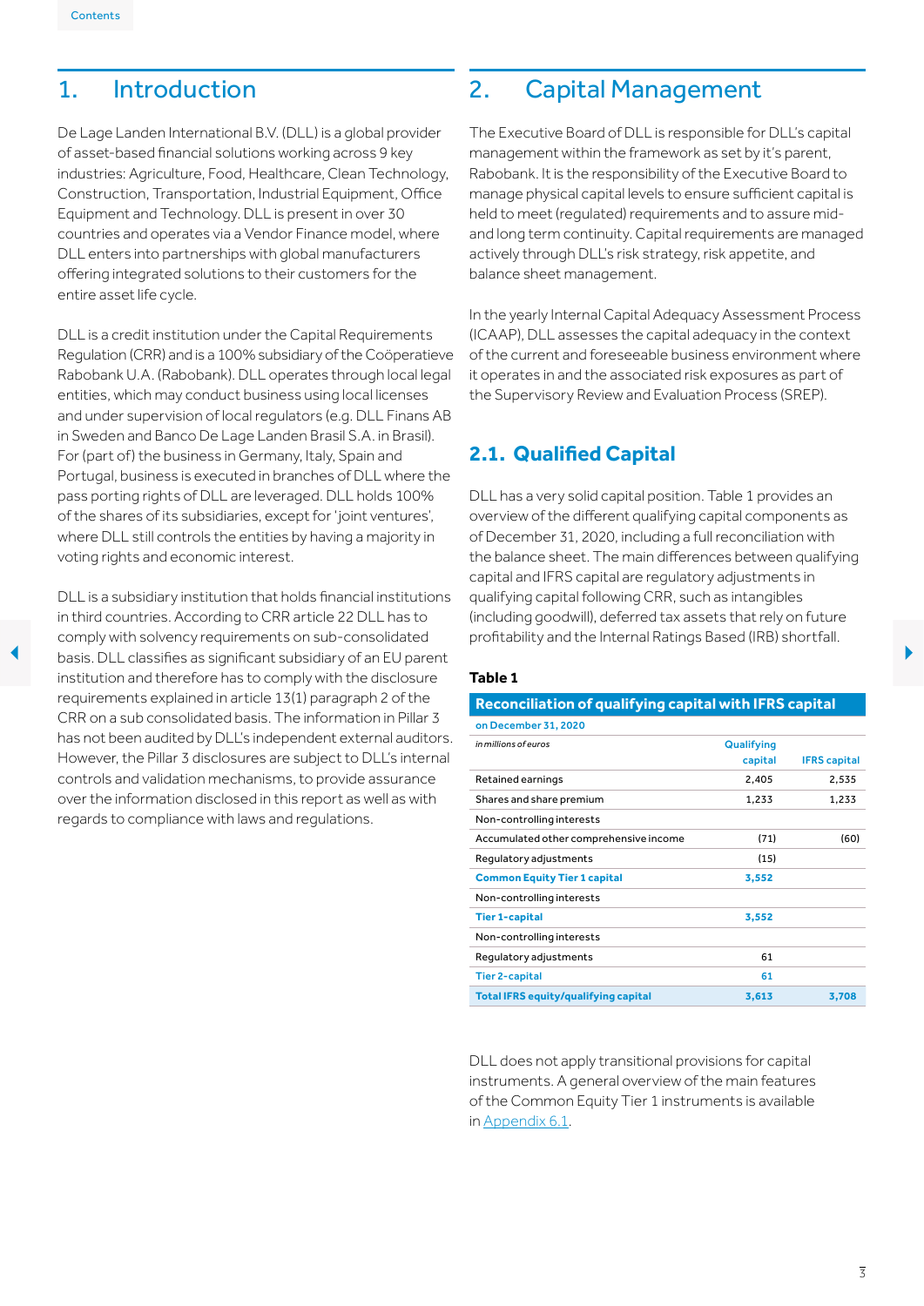# 1. Introduction

De Lage Landen International B.V. (DLL) is a global provider of asset-based financial solutions working across 9 key industries: Agriculture, Food, Healthcare, Clean Technology, Construction, Transportation, Industrial Equipment, Office Equipment and Technology. DLL is present in over 30 countries and operates via a Vendor Finance model, where DLL enters into partnerships with global manufacturers offering integrated solutions to their customers for the entire asset life cycle.

DLL is a credit institution under the Capital Requirements Regulation (CRR) and is a 100% subsidiary of the Coöperatieve Rabobank U.A. (Rabobank). DLL operates through local legal entities, which may conduct business using local licenses and under supervision of local regulators (e.g. DLL Finans AB in Sweden and Banco De Lage Landen Brasil S.A. in Brasil). For (part of) the business in Germany, Italy, Spain and Portugal, business is executed in branches of DLL where the pass porting rights of DLL are leveraged. DLL holds 100% of the shares of its subsidiaries, except for 'joint ventures', where DLL still controls the entities by having a majority in voting rights and economic interest.

DLL is a subsidiary institution that holds financial institutions in third countries. According to CRR article 22 DLL has to comply with solvency requirements on sub-consolidated basis. DLL classifies as significant subsidiary of an EU parent institution and therefore has to comply with the disclosure requirements explained in article 13(1) paragraph 2 of the CRR on a sub consolidated basis. The information in Pillar 3 has not been audited by DLL's independent external auditors. However, the Pillar 3 disclosures are subject to DLL's internal controls and validation mechanisms, to provide assurance over the information disclosed in this report as well as with regards to compliance with laws and regulations.

# 2. Capital Management

The Executive Board of DLL is responsible for DLL's capital management within the framework as set by it's parent, Rabobank. It is the responsibility of the Executive Board to manage physical capital levels to ensure sufficient capital is held to meet (regulated) requirements and to assure mid- and long term continuity. Capital requirements are managed actively through DLL's risk strategy, risk appetite, and balance sheet management.

In the yearly Internal Capital Adequacy Assessment Process (ICAAP), DLL assesses the capital adequacy in the context of the current and foreseeable business environment where it operates in and the associated risk exposures as part of the Supervisory Review and Evaluation Process (SREP).

## 2.1. Qualified Capital

DLL has a very solid capital position. Table 1 provides an overview of the different qualifying capital components as of December 31, 2020, including a full reconciliation with the balance sheet. The main differences between qualifying capital and IFRS capital are regulatory adjustments in qualifying capital following CRR, such as intangibles (including goodwill), deferred tax assets that rely on future profitability and the Internal Ratings Based (IRB) shortfall.

**Table 1**

**Reconciliation of qualifying capital with IFRS capital**

on December 31, 2020

| *in millions of euros* | Qualifying capital | IFRS capital |
|---|---|---|
| Retained earnings | 2,405 | 2,535 |
| Shares and share premium | 1,233 | 1,233 |
| Non-controlling interests | | |
| Accumulated other comprehensive income | (71) | (60) |
| Regulatory adjustments | (15) | |
| **Common Equity Tier 1 capital** | **3,552** | |
| Non-controlling interests | | |
| **Tier 1-capital** | **3,552** | |
| Non-controlling interests | | |
| Regulatory adjustments | 61 | |
| **Tier 2-capital** | **61** | |
| **Total IFRS equity/qualifying capital** | **3,613** | **3,708** |

DLL does not apply transitional provisions for capital instruments. A general overview of the main features of the Common Equity Tier 1 instruments is available in Appendix 6.1.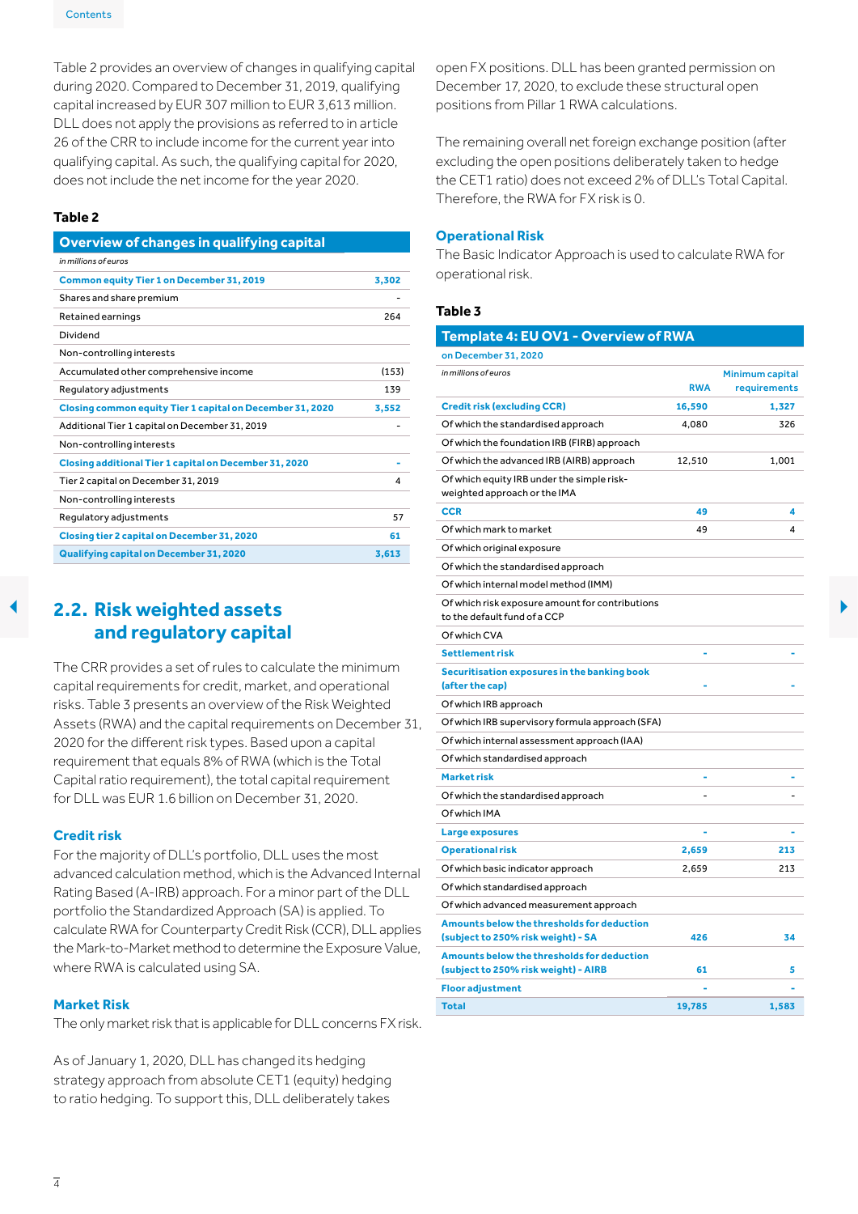Table 2 provides an overview of changes in qualifying capital during 2020. Compared to December 31, 2019, qualifying capital increased by EUR 307 million to EUR 3,613 million. DLL does not apply the provisions as referred to in article 26 of the CRR to include income for the current year into qualifying capital. As such, the qualifying capital for 2020, does not include the net income for the year 2020.

**Table 2**

| Overview of changes in qualifying capital | |
|---|---|
| *in millions of euros* | |
| **Common equity Tier 1 on December 31, 2019** | **3,302** |
| Shares and share premium | - |
| Retained earnings | 264 |
| Dividend | |
| Non-controlling interests | |
| Accumulated other comprehensive income | (153) |
| Regulatory adjustments | 139 |
| **Closing common equity Tier 1 capital on December 31, 2020** | **3,552** |
| Additional Tier 1 capital on December 31, 2019 | - |
| Non-controlling interests | |
| **Closing additional Tier 1 capital on December 31, 2020** | **-** |
| Tier 2 capital on December 31, 2019 | 4 |
| Non-controlling interests | |
| Regulatory adjustments | 57 |
| **Closing tier 2 capital on December 31, 2020** | **61** |
| **Qualifying capital on December 31, 2020** | **3,613** |

## 2.2. Risk weighted assets and regulatory capital

The CRR provides a set of rules to calculate the minimum capital requirements for credit, market, and operational risks. Table 3 presents an overview of the Risk Weighted Assets (RWA) and the capital requirements on December 31, 2020 for the different risk types. Based upon a capital requirement that equals 8% of RWA (which is the Total Capital ratio requirement), the total capital requirement for DLL was EUR 1.6 billion on December 31, 2020.

### Credit risk

For the majority of DLL's portfolio, DLL uses the most advanced calculation method, which is the Advanced Internal Rating Based (A-IRB) approach. For a minor part of the DLL portfolio the Standardized Approach (SA) is applied. To calculate RWA for Counterparty Credit Risk (CCR), DLL applies the Mark-to-Market method to determine the Exposure Value, where RWA is calculated using SA.

### Market Risk

The only market risk that is applicable for DLL concerns FX risk.

As of January 1, 2020, DLL has changed its hedging strategy approach from absolute CET1 (equity) hedging to ratio hedging. To support this, DLL deliberately takes open FX positions. DLL has been granted permission on December 17, 2020, to exclude these structural open positions from Pillar 1 RWA calculations.

The remaining overall net foreign exchange position (after excluding the open positions deliberately taken to hedge the CET1 ratio) does not exceed 2% of DLL's Total Capital. Therefore, the RWA for FX risk is 0.

### Operational Risk

The Basic Indicator Approach is used to calculate RWA for operational risk.

**Table 3**

| Template 4: EU OV1 - Overview of RWA | | |
|---|---|---|
| on December 31, 2020 | | |
| *in millions of euros* | RWA | Minimum capital requirements |
| **Credit risk (excluding CCR)** | **16,590** | **1,327** |
| Of which the standardised approach | 4,080 | 326 |
| Of which the foundation IRB (FIRB) approach | | |
| Of which the advanced IRB (AIRB) approach | 12,510 | 1,001 |
| Of which equity IRB under the simple risk-weighted approach or the IMA | | |
| **CCR** | **49** | **4** |
| Of which mark to market | 49 | 4 |
| Of which original exposure | | |
| Of which the standardised approach | | |
| Of which internal model method (IMM) | | |
| Of which risk exposure amount for contributions to the default fund of a CCP | | |
| Of which CVA | | |
| **Settlement risk** | **-** | **-** |
| **Securitisation exposures in the banking book (after the cap)** | **-** | **-** |
| Of which IRB approach | | |
| Of which IRB supervisory formula approach (SFA) | | |
| Of which internal assessment approach (IAA) | | |
| Of which standardised approach | | |
| **Market risk** | **-** | **-** |
| Of which the standardised approach | - | - |
| Of which IMA | | |
| **Large exposures** | **-** | **-** |
| **Operational risk** | **2,659** | **213** |
| Of which basic indicator approach | 2,659 | 213 |
| Of which standardised approach | | |
| Of which advanced measurement approach | | |
| **Amounts below the thresholds for deduction (subject to 250% risk weight) - SA** | **426** | **34** |
| **Amounts below the thresholds for deduction (subject to 250% risk weight) - AIRB** | **61** | **5** |
| **Floor adjustment** | **-** | **-** |
| **Total** | **19,785** | **1,583** |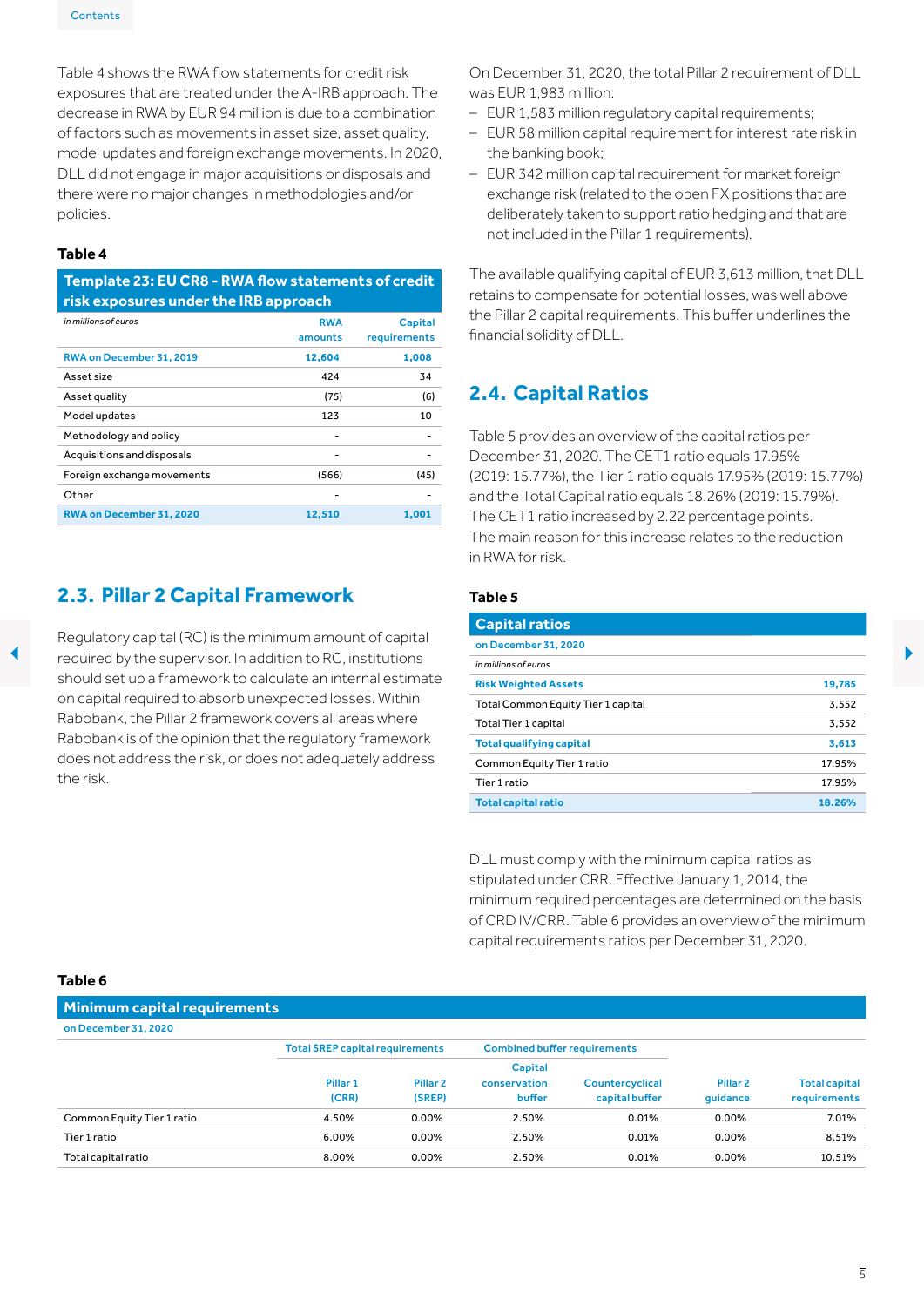Table 4 shows the RWA flow statements for credit risk exposures that are treated under the A-IRB approach. The decrease in RWA by EUR 94 million is due to a combination of factors such as movements in asset size, asset quality, model updates and foreign exchange movements. In 2020, DLL did not engage in major acquisitions or disposals and there were no major changes in methodologies and/or policies.

**Table 4**

**Template 23: EU CR8 - RWA flow statements of credit risk exposures under the IRB approach**

| *in millions of euros* | RWA amounts | Capital requirements |
|---|---|---|
| **RWA on December 31, 2019** | **12,604** | **1,008** |
| Asset size | 424 | 34 |
| Asset quality | (75) | (6) |
| Model updates | 123 | 10 |
| Methodology and policy | - | - |
| Acquisitions and disposals | - | - |
| Foreign exchange movements | (566) | (45) |
| Other | - | - |
| **RWA on December 31, 2020** | **12,510** | **1,001** |

## 2.3. Pillar 2 Capital Framework

Regulatory capital (RC) is the minimum amount of capital required by the supervisor. In addition to RC, institutions should set up a framework to calculate an internal estimate on capital required to absorb unexpected losses. Within Rabobank, the Pillar 2 framework covers all areas where Rabobank is of the opinion that the regulatory framework does not address the risk, or does not adequately address the risk.

On December 31, 2020, the total Pillar 2 requirement of DLL was EUR 1,983 million:

- EUR 1,583 million regulatory capital requirements;
- EUR 58 million capital requirement for interest rate risk in the banking book;
- EUR 342 million capital requirement for market foreign exchange risk (related to the open FX positions that are deliberately taken to support ratio hedging and that are not included in the Pillar 1 requirements).

The available qualifying capital of EUR 3,613 million, that DLL retains to compensate for potential losses, was well above the Pillar 2 capital requirements. This buffer underlines the financial solidity of DLL.

## 2.4. Capital Ratios

Table 5 provides an overview of the capital ratios per December 31, 2020. The CET1 ratio equals 17.95% (2019: 15.77%), the Tier 1 ratio equals 17.95% (2019: 15.77%) and the Total Capital ratio equals 18.26% (2019: 15.79%). The CET1 ratio increased by 2.22 percentage points. The main reason for this increase relates to the reduction in RWA for risk.

**Table 5**

**Capital ratios**

on December 31, 2020

| *in millions of euros* | |
|---|---|
| **Risk Weighted Assets** | **19,785** |
| Total Common Equity Tier 1 capital | 3,552 |
| Total Tier 1 capital | 3,552 |
| **Total qualifying capital** | **3,613** |
| Common Equity Tier 1 ratio | 17.95% |
| Tier 1 ratio | 17.95% |
| **Total capital ratio** | **18.26%** |

DLL must comply with the minimum capital ratios as stipulated under CRR. Effective January 1, 2014, the minimum required percentages are determined on the basis of CRD IV/CRR. Table 6 provides an overview of the minimum capital requirements ratios per December 31, 2020.

**Table 6**

**Minimum capital requirements**

on December 31, 2020

| | Total SREP capital requirements | | Combined buffer requirements | | | |
|---|---|---|---|---|---|---|
| | Pillar 1 (CRR) | Pillar 2 (SREP) | Capital conservation buffer | Countercyclical capital buffer | Pillar 2 guidance | Total capital requirements |
| Common Equity Tier 1 ratio | 4.50% | 0.00% | 2.50% | 0.01% | 0.00% | 7.01% |
| Tier 1 ratio | 6.00% | 0.00% | 2.50% | 0.01% | 0.00% | 8.51% |
| Total capital ratio | 8.00% | 0.00% | 2.50% | 0.01% | 0.00% | 10.51% |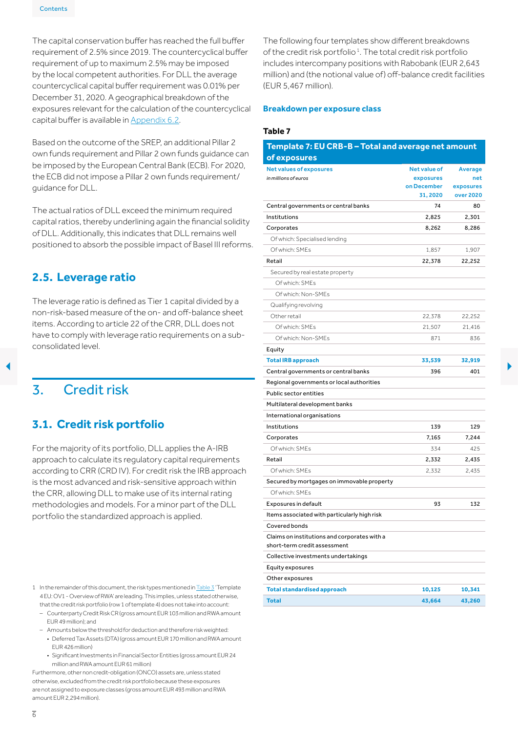The capital conservation buffer has reached the full buffer requirement of 2.5% since 2019. The countercyclical buffer requirement of up to maximum 2.5% may be imposed by the local competent authorities. For DLL the average countercyclical capital buffer requirement was 0.01% per December 31, 2020. A geographical breakdown of the exposures relevant for the calculation of the countercyclical capital buffer is available in Appendix 6.2.

Based on the outcome of the SREP, an additional Pillar 2 own funds requirement and Pillar 2 own funds guidance can be imposed by the European Central Bank (ECB). For 2020, the ECB did not impose a Pillar 2 own funds requirement/ guidance for DLL.

The actual ratios of DLL exceed the minimum required capital ratios, thereby underlining again the financial solidity of DLL. Additionally, this indicates that DLL remains well positioned to absorb the possible impact of Basel III reforms.

## 2.5. Leverage ratio

The leverage ratio is defined as Tier 1 capital divided by a non-risk-based measure of the on- and off-balance sheet items. According to article 22 of the CRR, DLL does not have to comply with leverage ratio requirements on a sub-consolidated level.

# 3. Credit risk

## 3.1. Credit risk portfolio

For the majority of its portfolio, DLL applies the A-IRB approach to calculate its regulatory capital requirements according to CRR (CRD IV). For credit risk the IRB approach is the most advanced and risk-sensitive approach within the CRR, allowing DLL to make use of its internal rating methodologies and models. For a minor part of the DLL portfolio the standardized approach is applied.

The following four templates show different breakdowns of the credit risk portfolio[1]. The total credit risk portfolio includes intercompany positions with Rabobank (EUR 2,643 million) and (the notional value of) off-balance credit facilities (EUR 5,467 million).

### Breakdown per exposure class

**Table 7**

**Template 7: EU CRB-B – Total and average net amount of exposures**

| Net values of exposures *in millions of euros* | Net value of exposures on December 31, 2020 | Average net exposures over 2020 |
|---|---|---|
| Central governments or central banks | 74 | 80 |
| Institutions | 2,825 | 2,301 |
| Corporates | 8,262 | 8,286 |
| Of which: Specialised lending | | |
| Of which: SMEs | 1,857 | 1,907 |
| Retail | 22,378 | 22,252 |
| Secured by real estate property | | |
| Of which: SMEs | | |
| Of which: Non-SMEs | | |
| Qualifying revolving | | |
| Other retail | 22,378 | 22,252 |
| Of which: SMEs | 21,507 | 21,416 |
| Of which: Non-SMEs | 871 | 836 |
| Equity | | |
| **Total IRB approach** | **33,539** | **32,919** |
| Central governments or central banks | 396 | 401 |
| Regional governments or local authorities | | |
| Public sector entities | | |
| Multilateral development banks | | |
| International organisations | | |
| Institutions | 139 | 129 |
| Corporates | 7,165 | 7,244 |
| Of which: SMEs | 334 | 425 |
| Retail | 2,332 | 2,435 |
| Of which: SMEs | 2,332 | 2,435 |
| Secured by mortgages on immovable property | | |
| Of which: SMEs | | |
| Exposures in default | 93 | 132 |
| Items associated with particularly high risk | | |
| Covered bonds | | |
| Claims on institutions and corporates with a short-term credit assessment | | |
| Collective investments undertakings | | |
| Equity exposures | | |
| Other exposures | | |
| **Total standardised approach** | **10,125** | **10,341** |
| **Total** | **43,664** | **43,260** |

1 In the remainder of this document, the risk types mentioned in Table 3 'Template 4 EU: OV1 - Overview of RWA' are leading. This implies, unless stated otherwise, that the credit risk portfolio (row 1 of template 4) does not take into account:
- Counterparty Credit Risk CR (gross amount EUR 103 million and RWA amount EUR 49 million); and
- Amounts below the threshold for deduction and therefore risk weighted:
  - Deferred Tax Assets (DTA) (gross amount EUR 170 million and RWA amount EUR 426 million)
  - Significant Investments in Financial Sector Entities (gross amount EUR 24 million and RWA amount EUR 61 million)

Furthermore, other non credit-obligation (ONCO) assets are, unless stated otherwise, excluded from the credit risk portfolio because these exposures are not assigned to exposure classes (gross amount EUR 493 million and RWA amount EUR 2,294 million).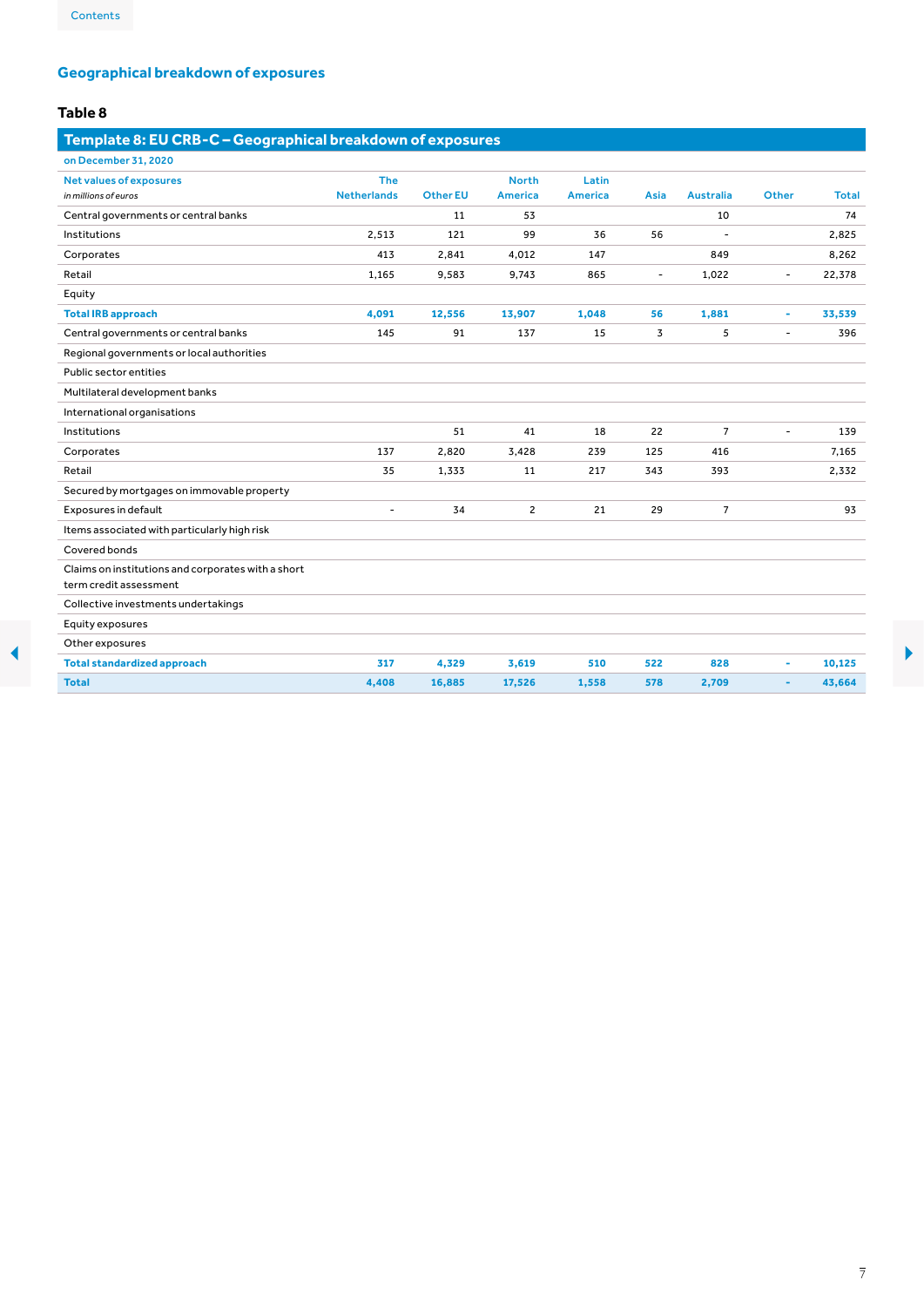## Geographical breakdown of exposures

### Table 8

**Template 8: EU CRB-C – Geographical breakdown of exposures**

on December 31, 2020

| Net values of exposures *in millions of euros* | The Netherlands | Other EU | North America | Latin America | Asia | Australia | Other | Total |
|---|---|---|---|---|---|---|---|---|
| Central governments or central banks | | 11 | 53 | | | 10 | | 74 |
| Institutions | 2,513 | 121 | 99 | 36 | 56 | - | | 2,825 |
| Corporates | 413 | 2,841 | 4,012 | 147 | | 849 | | 8,262 |
| Retail | 1,165 | 9,583 | 9,743 | 865 | - | 1,022 | - | 22,378 |
| Equity | | | | | | | | |
| **Total IRB approach** | **4,091** | **12,556** | **13,907** | **1,048** | **56** | **1,881** | **-** | **33,539** |
| Central governments or central banks | 145 | 91 | 137 | 15 | 3 | 5 | - | 396 |
| Regional governments or local authorities | | | | | | | | |
| Public sector entities | | | | | | | | |
| Multilateral development banks | | | | | | | | |
| International organisations | | | | | | | | |
| Institutions | | 51 | 41 | 18 | 22 | 7 | - | 139 |
| Corporates | 137 | 2,820 | 3,428 | 239 | 125 | 416 | | 7,165 |
| Retail | 35 | 1,333 | 11 | 217 | 343 | 393 | | 2,332 |
| Secured by mortgages on immovable property | | | | | | | | |
| Exposures in default | - | 34 | 2 | 21 | 29 | 7 | | 93 |
| Items associated with particularly high risk | | | | | | | | |
| Covered bonds | | | | | | | | |
| Claims on institutions and corporates with a short term credit assessment | | | | | | | | |
| Collective investments undertakings | | | | | | | | |
| Equity exposures | | | | | | | | |
| Other exposures | | | | | | | | |
| **Total standardized approach** | **317** | **4,329** | **3,619** | **510** | **522** | **828** | **-** | **10,125** |
| **Total** | **4,408** | **16,885** | **17,526** | **1,558** | **578** | **2,709** | **-** | **43,664** |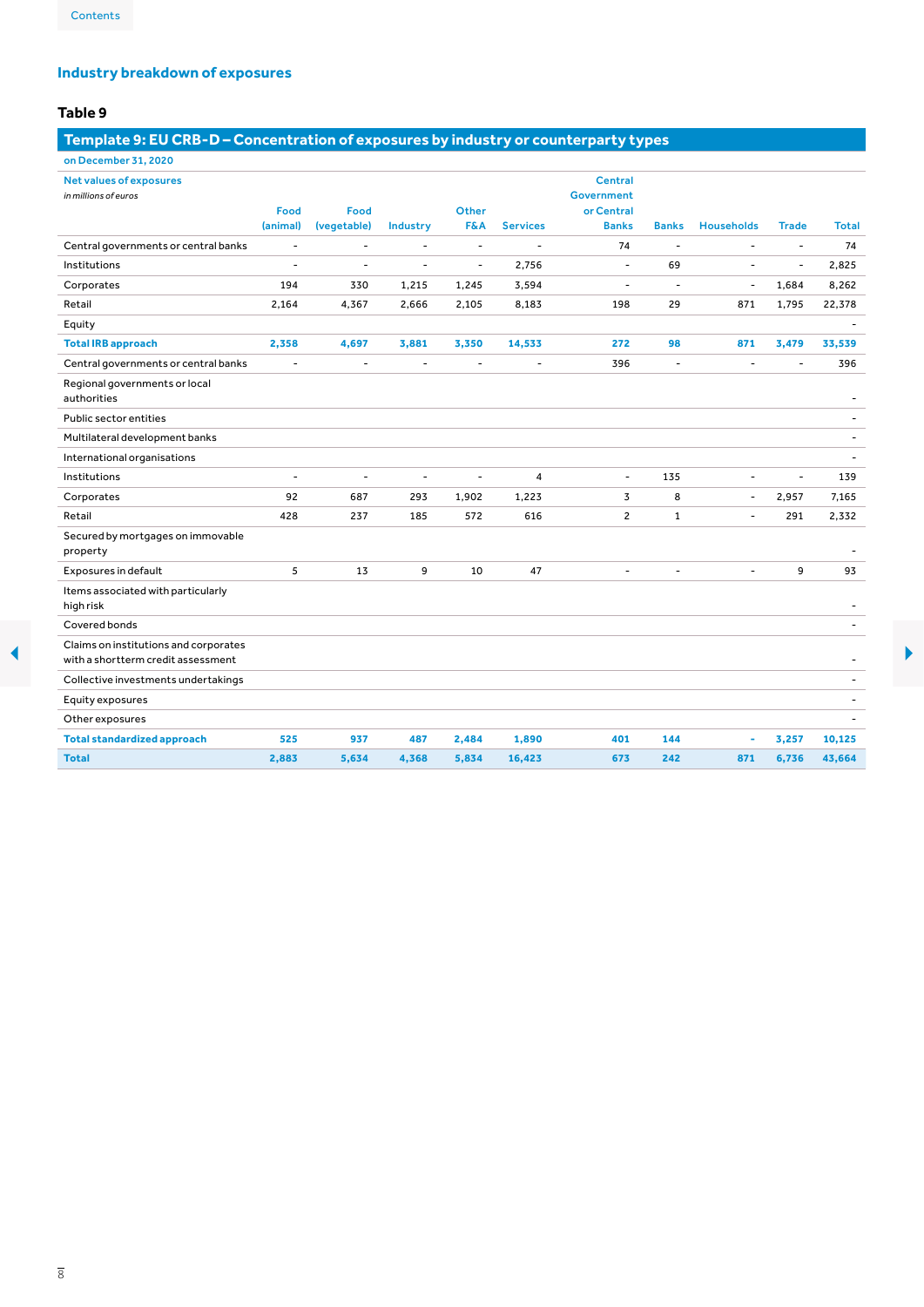## Industry breakdown of exposures

### Table 9

| Template 9: EU CRB-D – Concentration of exposures by industry or counterparty types | | | | | | | | | | |
|---|---|---|---|---|---|---|---|---|---|---|
| on December 31, 2020 | | | | | | | | | | |
| Net values of exposures *in millions of euros* | Food (animal) | Food (vegetable) | Industry | Other F&A | Services | Central Government or Central Banks | Banks | Households | Trade | Total |
| Central governments or central banks | - | - | - | - | - | 74 | - | - | - | 74 |
| Institutions | - | - | - | - | 2,756 | - | 69 | - | - | 2,825 |
| Corporates | 194 | 330 | 1,215 | 1,245 | 3,594 | - | - | - | 1,684 | 8,262 |
| Retail | 2,164 | 4,367 | 2,666 | 2,105 | 8,183 | 198 | 29 | 871 | 1,795 | 22,378 |
| Equity | | | | | | | | | | - |
| **Total IRB approach** | **2,358** | **4,697** | **3,881** | **3,350** | **14,533** | **272** | **98** | **871** | **3,479** | **33,539** |
| Central governments or central banks | - | - | - | - | - | 396 | - | - | - | 396 |
| Regional governments or local authorities | | | | | | | | | | - |
| Public sector entities | | | | | | | | | | - |
| Multilateral development banks | | | | | | | | | | - |
| International organisations | | | | | | | | | | - |
| Institutions | - | - | - | - | 4 | - | 135 | - | - | 139 |
| Corporates | 92 | 687 | 293 | 1,902 | 1,223 | 3 | 8 | - | 2,957 | 7,165 |
| Retail | 428 | 237 | 185 | 572 | 616 | 2 | 1 | - | 291 | 2,332 |
| Secured by mortgages on immovable property | | | | | | | | | | - |
| Exposures in default | 5 | 13 | 9 | 10 | 47 | - | - | - | 9 | 93 |
| Items associated with particularly high risk | | | | | | | | | | - |
| Covered bonds | | | | | | | | | | - |
| Claims on institutions and corporates with a shortterm credit assessment | | | | | | | | | | - |
| Collective investments undertakings | | | | | | | | | | - |
| Equity exposures | | | | | | | | | | - |
| Other exposures | | | | | | | | | | - |
| **Total standardized approach** | **525** | **937** | **487** | **2,484** | **1,890** | **401** | **144** | **-** | **3,257** | **10,125** |
| **Total** | **2,883** | **5,634** | **4,368** | **5,834** | **16,423** | **673** | **242** | **871** | **6,736** | **43,664** |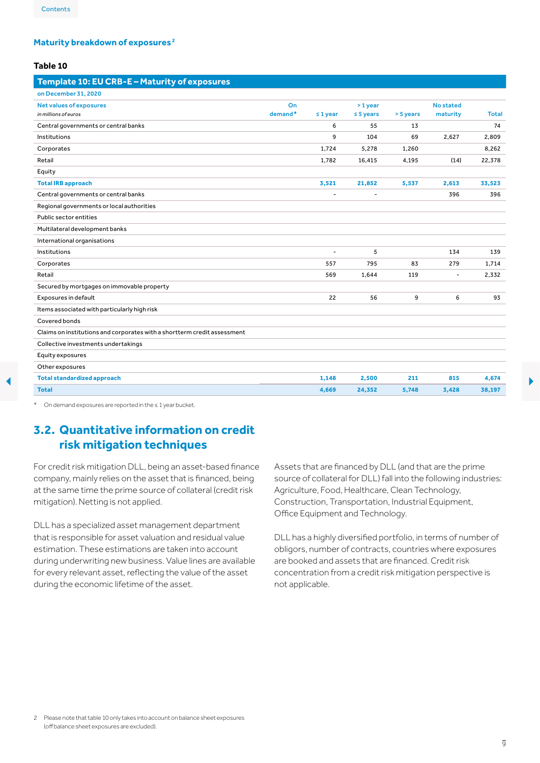### Maturity breakdown of exposures[2]

**Table 10**

**Template 10: EU CRB-E – Maturity of exposures**

on December 31, 2020

| Net values of exposures *in millions of euros* | On demand* | ≤ 1 year | > 1 year ≤ 5 years | > 5 years | No stated maturity | Total |
|---|---|---|---|---|---|---|
| Central governments or central banks | | 6 | 55 | 13 | | 74 |
| Institutions | | 9 | 104 | 69 | 2,627 | 2,809 |
| Corporates | | 1,724 | 5,278 | 1,260 | | 8,262 |
| Retail | | 1,782 | 16,415 | 4,195 | (14) | 22,378 |
| Equity | | | | | | |
| **Total IRB approach** | | **3,521** | **21,852** | **5,537** | **2,613** | **33,523** |
| Central governments or central banks | | - | - | | 396 | 396 |
| Regional governments or local authorities | | | | | | |
| Public sector entities | | | | | | |
| Multilateral development banks | | | | | | |
| International organisations | | | | | | |
| Institutions | | - | 5 | | 134 | 139 |
| Corporates | | 557 | 795 | 83 | 279 | 1,714 |
| Retail | | 569 | 1,644 | 119 | - | 2,332 |
| Secured by mortgages on immovable property | | | | | | |
| Exposures in default | | 22 | 56 | 9 | 6 | 93 |
| Items associated with particularly high risk | | | | | | |
| Covered bonds | | | | | | |
| Claims on institutions and corporates with a shortterm credit assessment | | | | | | |
| Collective investments undertakings | | | | | | |
| Equity exposures | | | | | | |
| Other exposures | | | | | | |
| **Total standardized approach** | | **1,148** | **2,500** | **211** | **815** | **4,674** |
| **Total** | | **4,669** | **24,352** | **5,748** | **3,428** | **38,197** |

\* On demand exposures are reported in the ≤ 1 year bucket.

## 3.2. Quantitative information on credit risk mitigation techniques

For credit risk mitigation DLL, being an asset-based finance company, mainly relies on the asset that is financed, being at the same time the prime source of collateral (credit risk mitigation). Netting is not applied.

DLL has a specialized asset management department that is responsible for asset valuation and residual value estimation. These estimations are taken into account during underwriting new business. Value lines are available for every relevant asset, reflecting the value of the asset during the economic lifetime of the asset.

Assets that are financed by DLL (and that are the prime source of collateral for DLL) fall into the following industries: Agriculture, Food, Healthcare, Clean Technology, Construction, Transportation, Industrial Equipment, Office Equipment and Technology.

DLL has a highly diversified portfolio, in terms of number of obligors, number of contracts, countries where exposures are booked and assets that are financed. Credit risk concentration from a credit risk mitigation perspective is not applicable.

2 Please note that table 10 only takes into account on balance sheet exposures (off balance sheet exposures are excluded).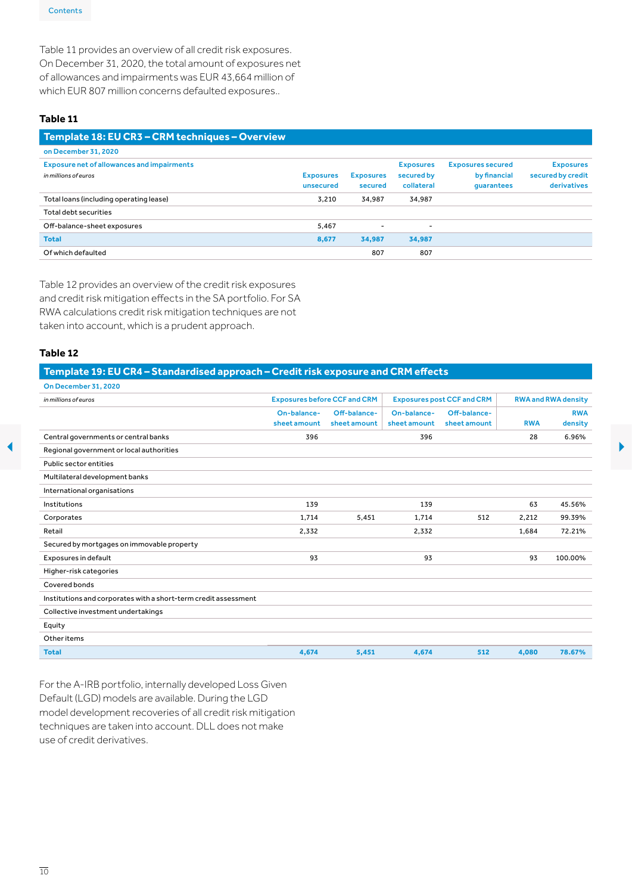Table 11 provides an overview of all credit risk exposures. On December 31, 2020, the total amount of exposures net of allowances and impairments was EUR 43,664 million of which EUR 807 million concerns defaulted exposures..

**Table 11**

**Template 18: EU CR3 – CRM techniques – Overview**

on December 31, 2020

| Exposure net of allowances and impairments *in millions of euros* | Exposures unsecured | Exposures secured | Exposures secured by collateral | Exposures secured by financial guarantees | Exposures secured by credit derivatives |
|---|---|---|---|---|---|
| Total loans (including operating lease) | 3,210 | 34,987 | 34,987 | | |
| Total debt securities | | | | | |
| Off-balance-sheet exposures | 5,467 | - | - | | |
| **Total** | **8,677** | **34,987** | **34,987** | | |
| Of which defaulted | | 807 | 807 | | |

Table 12 provides an overview of the credit risk exposures and credit risk mitigation effects in the SA portfolio. For SA RWA calculations credit risk mitigation techniques are not taken into account, which is a prudent approach.

**Table 12**

**Template 19: EU CR4 – Standardised approach – Credit risk exposure and CRM effects**

On December 31, 2020

| *in millions of euros* | Exposures before CCF and CRM | | Exposures post CCF and CRM | | RWA and RWA density | |
|---|---|---|---|---|---|---|
| | On-balance-sheet amount | Off-balance-sheet amount | On-balance-sheet amount | Off-balance-sheet amount | RWA | RWA density |
| Central governments or central banks | 396 | | 396 | | 28 | 6.96% |
| Regional government or local authorities | | | | | | |
| Public sector entities | | | | | | |
| Multilateral development banks | | | | | | |
| International organisations | | | | | | |
| Institutions | 139 | | 139 | | 63 | 45.56% |
| Corporates | 1,714 | 5,451 | 1,714 | 512 | 2,212 | 99.39% |
| Retail | 2,332 | | 2,332 | | 1,684 | 72.21% |
| Secured by mortgages on immovable property | | | | | | |
| Exposures in default | 93 | | 93 | | 93 | 100.00% |
| Higher-risk categories | | | | | | |
| Covered bonds | | | | | | |
| Institutions and corporates with a short-term credit assessment | | | | | | |
| Collective investment undertakings | | | | | | |
| Equity | | | | | | |
| Other items | | | | | | |
| **Total** | **4,674** | **5,451** | **4,674** | **512** | **4,080** | **78.67%** |

For the A-IRB portfolio, internally developed Loss Given Default (LGD) models are available. During the LGD model development recoveries of all credit risk mitigation techniques are taken into account. DLL does not make use of credit derivatives.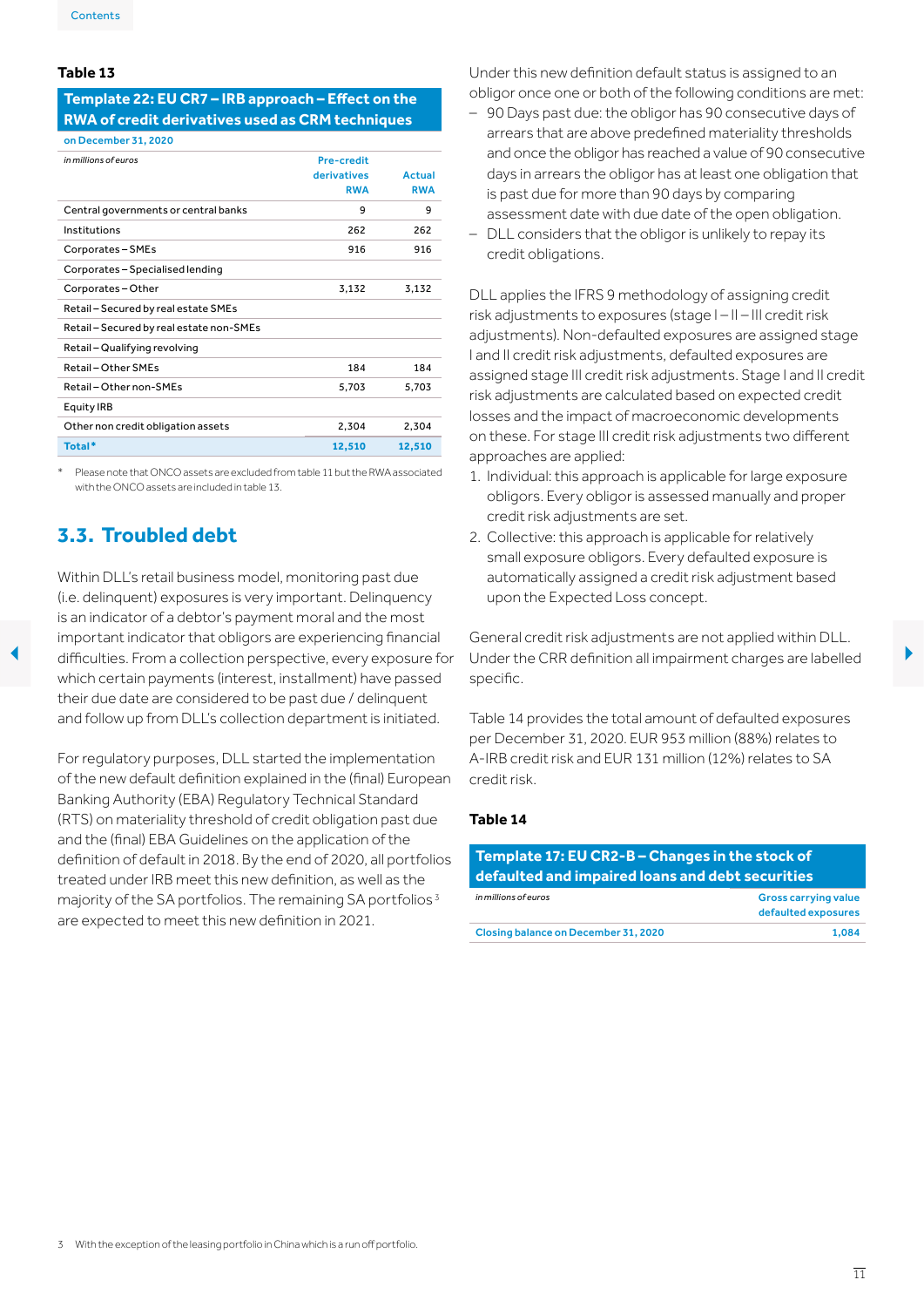**Table 13**

**Template 22: EU CR7 – IRB approach – Effect on the RWA of credit derivatives used as CRM techniques**

on December 31, 2020

| *in millions of euros* | Pre-credit derivatives RWA | Actual RWA |
|---|---|---|
| Central governments or central banks | 9 | 9 |
| Institutions | 262 | 262 |
| Corporates – SMEs | 916 | 916 |
| Corporates – Specialised lending | | |
| Corporates – Other | 3,132 | 3,132 |
| Retail – Secured by real estate SMEs | | |
| Retail – Secured by real estate non-SMEs | | |
| Retail – Qualifying revolving | | |
| Retail – Other SMEs | 184 | 184 |
| Retail – Other non-SMEs | 5,703 | 5,703 |
| Equity IRB | | |
| Other non credit obligation assets | 2,304 | 2,304 |
| **Total*** | **12,510** | **12,510** |

\* Please note that ONCO assets are excluded from table 11 but the RWA associated with the ONCO assets are included in table 13.

## 3.3. Troubled debt

Within DLL's retail business model, monitoring past due (i.e. delinquent) exposures is very important. Delinquency is an indicator of a debtor's payment moral and the most important indicator that obligors are experiencing financial difficulties. From a collection perspective, every exposure for which certain payments (interest, installment) have passed their due date are considered to be past due / delinquent and follow up from DLL's collection department is initiated.

For regulatory purposes, DLL started the implementation of the new default definition explained in the (final) European Banking Authority (EBA) Regulatory Technical Standard (RTS) on materiality threshold of credit obligation past due and the (final) EBA Guidelines on the application of the definition of default in 2018. By the end of 2020, all portfolios treated under IRB meet this new definition, as well as the majority of the SA portfolios. The remaining SA portfolios [3] are expected to meet this new definition in 2021.

Under this new definition default status is assigned to an obligor once one or both of the following conditions are met:

- 90 Days past due: the obligor has 90 consecutive days of arrears that are above predefined materiality thresholds and once the obligor has reached a value of 90 consecutive days in arrears the obligor has at least one obligation that is past due for more than 90 days by comparing assessment date with due date of the open obligation.
- DLL considers that the obligor is unlikely to repay its credit obligations.

DLL applies the IFRS 9 methodology of assigning credit risk adjustments to exposures (stage I – II – III credit risk adjustments). Non-defaulted exposures are assigned stage I and II credit risk adjustments, defaulted exposures are assigned stage III credit risk adjustments. Stage I and II credit risk adjustments are calculated based on expected credit losses and the impact of macroeconomic developments on these. For stage III credit risk adjustments two different approaches are applied:

1. Individual: this approach is applicable for large exposure obligors. Every obligor is assessed manually and proper credit risk adjustments are set.
2. Collective: this approach is applicable for relatively small exposure obligors. Every defaulted exposure is automatically assigned a credit risk adjustment based upon the Expected Loss concept.

General credit risk adjustments are not applied within DLL. Under the CRR definition all impairment charges are labelled specific.

Table 14 provides the total amount of defaulted exposures per December 31, 2020. EUR 953 million (88%) relates to A-IRB credit risk and EUR 131 million (12%) relates to SA credit risk.

**Table 14**

**Template 17: EU CR2-B – Changes in the stock of defaulted and impaired loans and debt securities**

| *in millions of euros* | Gross carrying value defaulted exposures |
|---|---|
| **Closing balance on December 31, 2020** | **1,084** |

3 With the exception of the leasing portfolio in China which is a run off portfolio.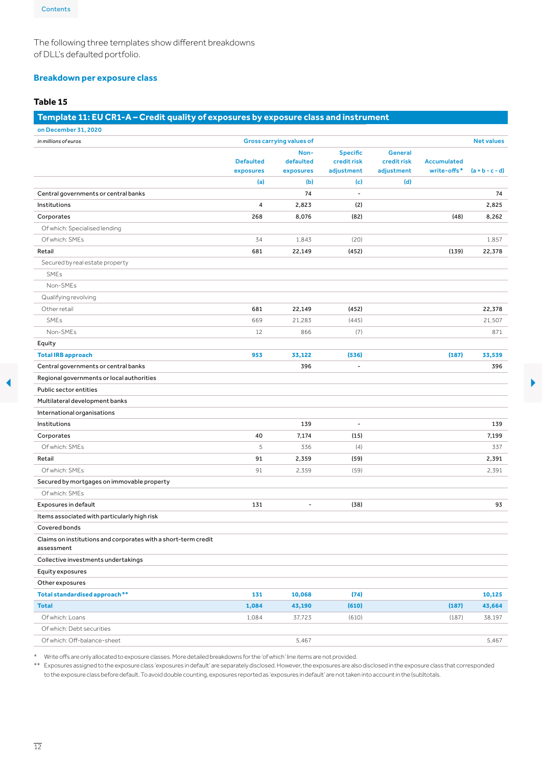The following three templates show different breakdowns of DLL's defaulted portfolio.

## Breakdown per exposure class

**Table 15**

**Template 11: EU CR1-A – Credit quality of exposures by exposure class and instrument**

on December 31, 2020

| *in millions of euros* | Gross carrying values of | | | | | Net values |
|---|---|---|---|---|---|---|
| | Defaulted exposures | Non-defaulted exposures | Specific credit risk adjustment | General credit risk adjustment | Accumulated write-offs * | (a + b - c - d) |
| | (a) | (b) | (c) | (d) | | |
| Central governments or central banks | | 74 | - | | | 74 |
| Institutions | 4 | 2,823 | (2) | | | 2,825 |
| Corporates | 268 | 8,076 | (82) | | (48) | 8,262 |
| Of which: Specialised lending | | | | | | |
| Of which: SMEs | 34 | 1,843 | (20) | | | 1,857 |
| Retail | 681 | 22,149 | (452) | | (139) | 22,378 |
| Secured by real estate property | | | | | | |
| SMEs | | | | | | |
| Non-SMEs | | | | | | |
| Qualifying revolving | | | | | | |
| Other retail | 681 | 22,149 | (452) | | | 22,378 |
| SMEs | 669 | 21,283 | (445) | | | 21,507 |
| Non-SMEs | 12 | 866 | (7) | | | 871 |
| Equity | | | | | | |
| **Total IRB approach** | **953** | **33,122** | **(536)** | | **(187)** | **33,539** |
| Central governments or central banks | | 396 | - | | | 396 |
| Regional governments or local authorities | | | | | | |
| Public sector entities | | | | | | |
| Multilateral development banks | | | | | | |
| International organisations | | | | | | |
| Institutions | | 139 | - | | | 139 |
| Corporates | 40 | 7,174 | (15) | | | 7,199 |
| Of which: SMEs | 5 | 336 | (4) | | | 337 |
| Retail | 91 | 2,359 | (59) | | | 2,391 |
| Of which: SMEs | 91 | 2,359 | (59) | | | 2,391 |
| Secured by mortgages on immovable property | | | | | | |
| Of which: SMEs | | | | | | |
| Exposures in default | 131 | - | (38) | | | 93 |
| Items associated with particularly high risk | | | | | | |
| Covered bonds | | | | | | |
| Claims on institutions and corporates with a short-term credit assessment | | | | | | |
| Collective investments undertakings | | | | | | |
| Equity exposures | | | | | | |
| Other exposures | | | | | | |
| **Total standardised approach \*\*** | **131** | **10,068** | **(74)** | | | **10,125** |
| **Total** | **1,084** | **43,190** | **(610)** | | **(187)** | **43,664** |
| Of which: Loans | 1,084 | 37,723 | (610) | | (187) | 38,197 |
| Of which: Debt securities | | | | | | |
| Of which: Off-balance-sheet | | 5,467 | | | | 5,467 |

\* Write offs are only allocated to exposure classes. More detailed breakdowns for the 'of which' line items are not provided.

\*\* Exposures assigned to the exposure class 'exposures in default' are separately disclosed. However, the exposures are also disclosed in the exposure class that corresponded to the exposure class before default. To avoid double counting, exposures reported as 'exposures in default' are not taken into account in the (sub)totals.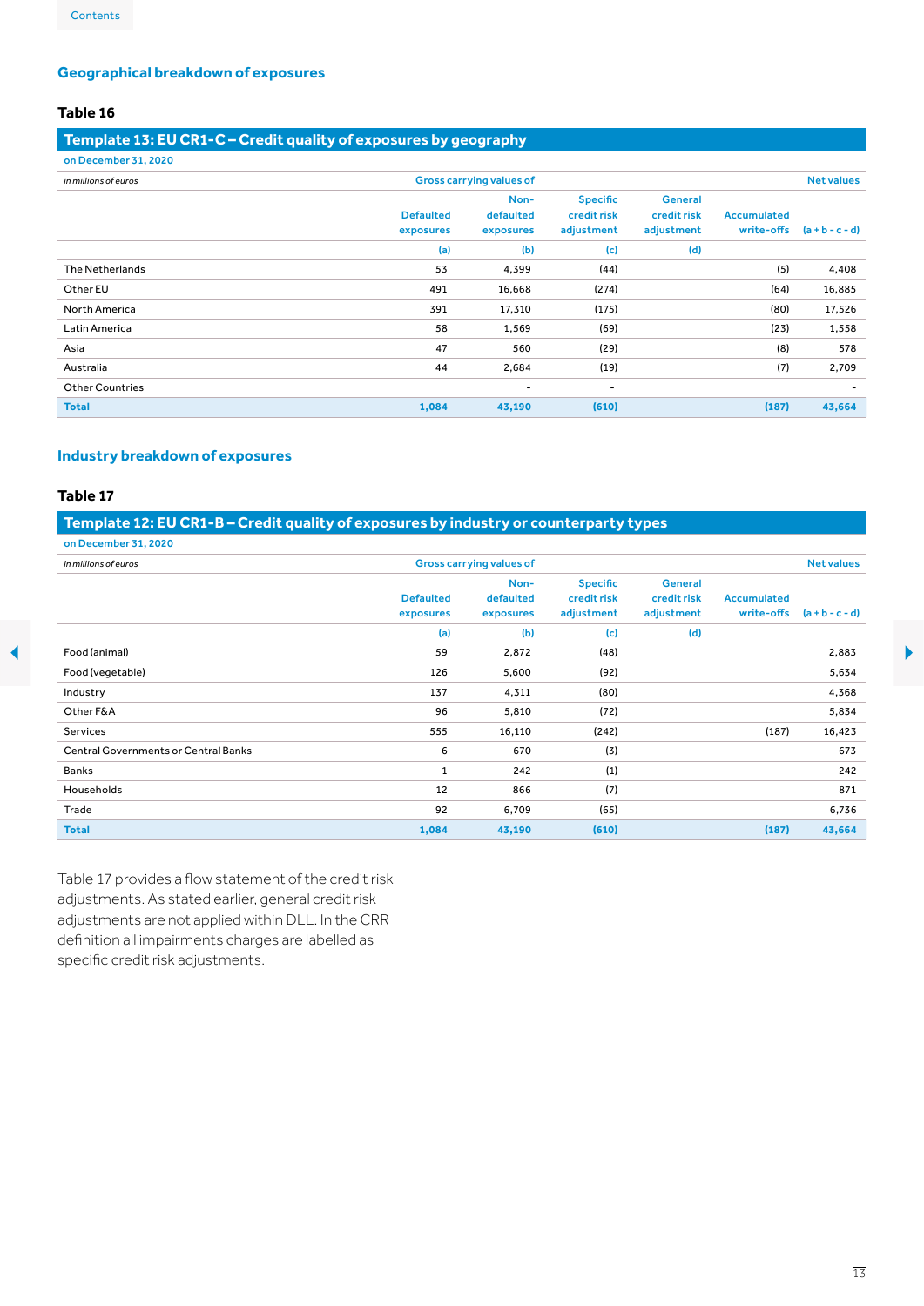## Geographical breakdown of exposures

**Table 16**

**Template 13: EU CR1-C – Credit quality of exposures by geography**

on December 31, 2020

| *in millions of euros* | Gross carrying values of | | | | | Net values |
|---|---|---|---|---|---|---|
| | Defaulted exposures | Non-defaulted exposures | Specific credit risk adjustment | General credit risk adjustment | Accumulated write-offs | (a + b - c - d) |
| | (a) | (b) | (c) | (d) | | |
| The Netherlands | 53 | 4,399 | (44) | | (5) | 4,408 |
| Other EU | 491 | 16,668 | (274) | | (64) | 16,885 |
| North America | 391 | 17,310 | (175) | | (80) | 17,526 |
| Latin America | 58 | 1,569 | (69) | | (23) | 1,558 |
| Asia | 47 | 560 | (29) | | (8) | 578 |
| Australia | 44 | 2,684 | (19) | | (7) | 2,709 |
| Other Countries | | - | - | | | - |
| **Total** | **1,084** | **43,190** | **(610)** | | **(187)** | **43,664** |

## Industry breakdown of exposures

**Table 17**

**Template 12: EU CR1-B – Credit quality of exposures by industry or counterparty types**

on December 31, 2020

| *in millions of euros* | Gross carrying values of | | | | | Net values |
|---|---|---|---|---|---|---|
| | Defaulted exposures | Non-defaulted exposures | Specific credit risk adjustment | General credit risk adjustment | Accumulated write-offs | (a + b - c - d) |
| | (a) | (b) | (c) | (d) | | |
| Food (animal) | 59 | 2,872 | (48) | | | 2,883 |
| Food (vegetable) | 126 | 5,600 | (92) | | | 5,634 |
| Industry | 137 | 4,311 | (80) | | | 4,368 |
| Other F&A | 96 | 5,810 | (72) | | | 5,834 |
| Services | 555 | 16,110 | (242) | | (187) | 16,423 |
| Central Governments or Central Banks | 6 | 670 | (3) | | | 673 |
| Banks | 1 | 242 | (1) | | | 242 |
| Households | 12 | 866 | (7) | | | 871 |
| Trade | 92 | 6,709 | (65) | | | 6,736 |
| **Total** | **1,084** | **43,190** | **(610)** | | **(187)** | **43,664** |

Table 17 provides a flow statement of the credit risk adjustments. As stated earlier, general credit risk adjustments are not applied within DLL. In the CRR definition all impairments charges are labelled as specific credit risk adjustments.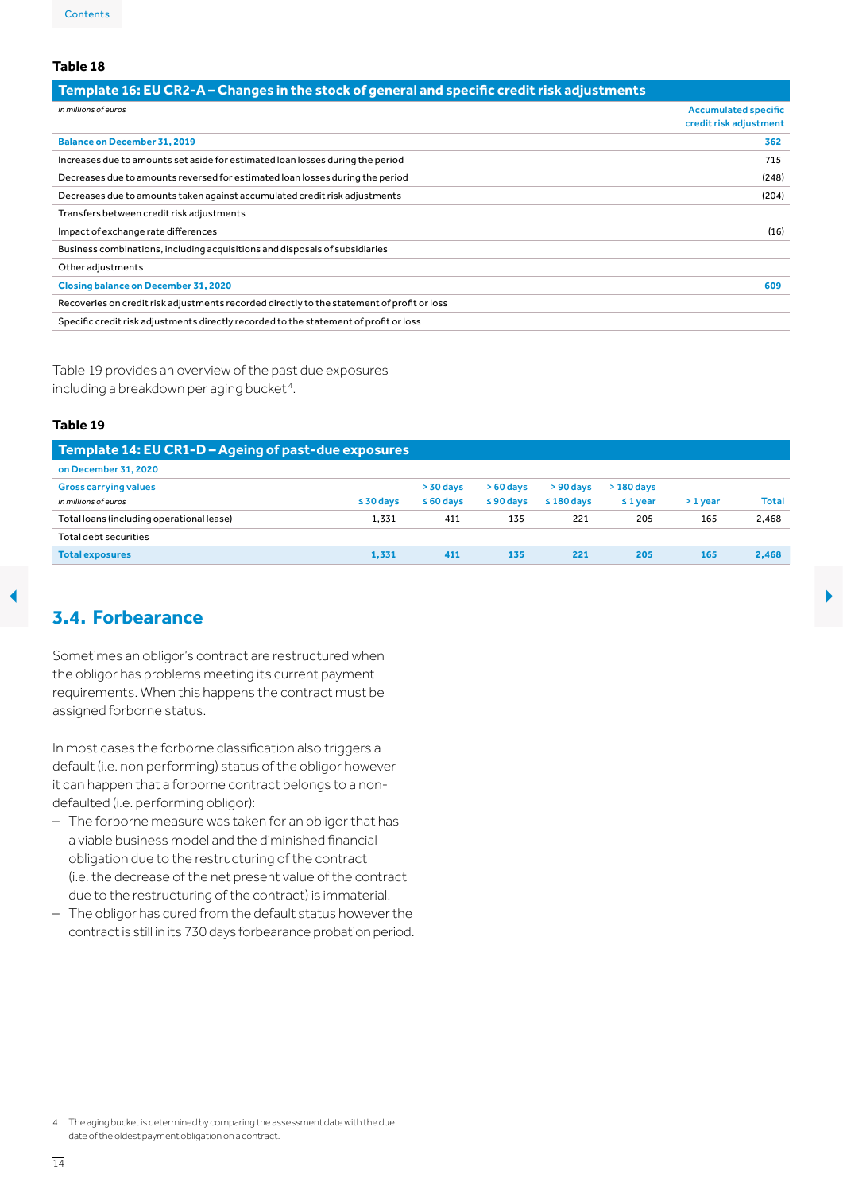**Table 18**

**Template 16: EU CR2-A – Changes in the stock of general and specific credit risk adjustments**

| *in millions of euros* | Accumulated specific credit risk adjustment |
|---|---|
| **Balance on December 31, 2019** | **362** |
| Increases due to amounts set aside for estimated loan losses during the period | 715 |
| Decreases due to amounts reversed for estimated loan losses during the period | (248) |
| Decreases due to amounts taken against accumulated credit risk adjustments | (204) |
| Transfers between credit risk adjustments | |
| Impact of exchange rate differences | (16) |
| Business combinations, including acquisitions and disposals of subsidiaries | |
| Other adjustments | |
| **Closing balance on December 31, 2020** | **609** |
| Recoveries on credit risk adjustments recorded directly to the statement of profit or loss | |
| Specific credit risk adjustments directly recorded to the statement of profit or loss | |

Table 19 provides an overview of the past due exposures including a breakdown per aging bucket[4].

**Table 19**

**Template 14: EU CR1-D – Ageing of past-due exposures**

**on December 31, 2020**

| **Gross carrying values** *in millions of euros* | ≤ 30 days | > 30 days ≤ 60 days | > 60 days ≤ 90 days | > 90 days ≤ 180 days | > 180 days ≤ 1 year | > 1 year | Total |
|---|---|---|---|---|---|---|---|
| Total loans (including operational lease) | 1,331 | 411 | 135 | 221 | 205 | 165 | 2,468 |
| Total debt securities | | | | | | | |
| **Total exposures** | **1,331** | **411** | **135** | **221** | **205** | **165** | **2,468** |

## 3.4. Forbearance

Sometimes an obligor's contract are restructured when the obligor has problems meeting its current payment requirements. When this happens the contract must be assigned forborne status.

In most cases the forborne classification also triggers a default (i.e. non performing) status of the obligor however it can happen that a forborne contract belongs to a non-defaulted (i.e. performing obligor):

- The forborne measure was taken for an obligor that has a viable business model and the diminished financial obligation due to the restructuring of the contract (i.e. the decrease of the net present value of the contract due to the restructuring of the contract) is immaterial.
- The obligor has cured from the default status however the contract is still in its 730 days forbearance probation period.

4 The aging bucket is determined by comparing the assessment date with the due date of the oldest payment obligation on a contract.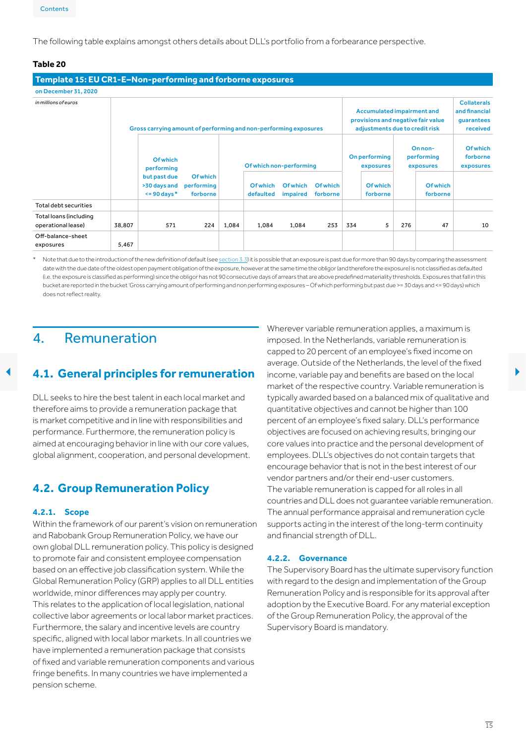The following table explains amongst others details about DLL's portfolio from a forbearance perspective.

**Table 20**

**Template 15: EU CR1-E–Non-performing and forborne exposures**

on December 31, 2020

| *in millions of euros* | Gross carrying amount of performing and non-performing exposures | | | | | | | Accumulated impairment and provisions and negative fair value adjustments due to credit risk | | | | Collaterals and financial guarantees received |
|---|---|---|---|---|---|---|---|---|---|---|---|---|
| | | Of which performing but past due >30 days and <= 90 days* | Of which performing forborne | Of which non-performing | | | | On performing exposures | | On non-performing exposures | | Of which forborne exposures |
| | | | | | Of which defaulted | Of which impaired | Of which forborne | | Of which forborne | | Of which forborne | |
| Total debt securities | | | | | | | | | | | | |
| Total loans (including operational lease) | 38,807 | 571 | 224 | 1,084 | 1,084 | 1,084 | 253 | 334 | 5 | 276 | 47 | 10 |
| Off-balance-sheet exposures | 5,467 | | | | | | | | | | | |

\* Note that due to the introduction of the new definition of default (see section 3.3) it is possible that an exposure is past due for more than 90 days by comparing the assessment date with the due date of the oldest open payment obligation of the exposure, however at the same time the obligor (and therefore the exposure) is not classified as defaulted (i.e. the exposure is classified as performing) since the obligor has not 90 consecutive days of arrears that are above predefined materiality thresholds. Exposures that fall in this bucket are reported in the bucket 'Gross carrying amount of performing and non performing exposures – Of which performing but past due >= 30 days and <= 90 days) which does not reflect reality.

# 4. Remuneration

## 4.1. General principles for remuneration

DLL seeks to hire the best talent in each local market and therefore aims to provide a remuneration package that is market competitive and in line with responsibilities and performance. Furthermore, the remuneration policy is aimed at encouraging behavior in line with our core values, global alignment, cooperation, and personal development.

## 4.2. Group Remuneration Policy

### 4.2.1. Scope

Within the framework of our parent's vision on remuneration and Rabobank Group Remuneration Policy, we have our own global DLL remuneration policy. This policy is designed to promote fair and consistent employee compensation based on an effective job classification system. While the Global Remuneration Policy (GRP) applies to all DLL entities worldwide, minor differences may apply per country.
This relates to the application of local legislation, national collective labor agreements or local labor market practices. Furthermore, the salary and incentive levels are country specific, aligned with local labor markets. In all countries we have implemented a remuneration package that consists of fixed and variable remuneration components and various fringe benefits. In many countries we have implemented a pension scheme.

Wherever variable remuneration applies, a maximum is imposed. In the Netherlands, variable remuneration is capped to 20 percent of an employee's fixed income on average. Outside of the Netherlands, the level of the fixed income, variable pay and benefits are based on the local market of the respective country. Variable remuneration is typically awarded based on a balanced mix of qualitative and quantitative objectives and cannot be higher than 100 percent of an employee's fixed salary. DLL's performance objectives are focused on achieving results, bringing our core values into practice and the personal development of employees. DLL's objectives do not contain targets that encourage behavior that is not in the best interest of our vendor partners and/or their end-user customers.
The variable remuneration is capped for all roles in all countries and DLL does not guarantee variable remuneration. The annual performance appraisal and remuneration cycle supports acting in the interest of the long-term continuity and financial strength of DLL.

### 4.2.2. Governance

The Supervisory Board has the ultimate supervisory function with regard to the design and implementation of the Group Remuneration Policy and is responsible for its approval after adoption by the Executive Board. For any material exception of the Group Remuneration Policy, the approval of the Supervisory Board is mandatory.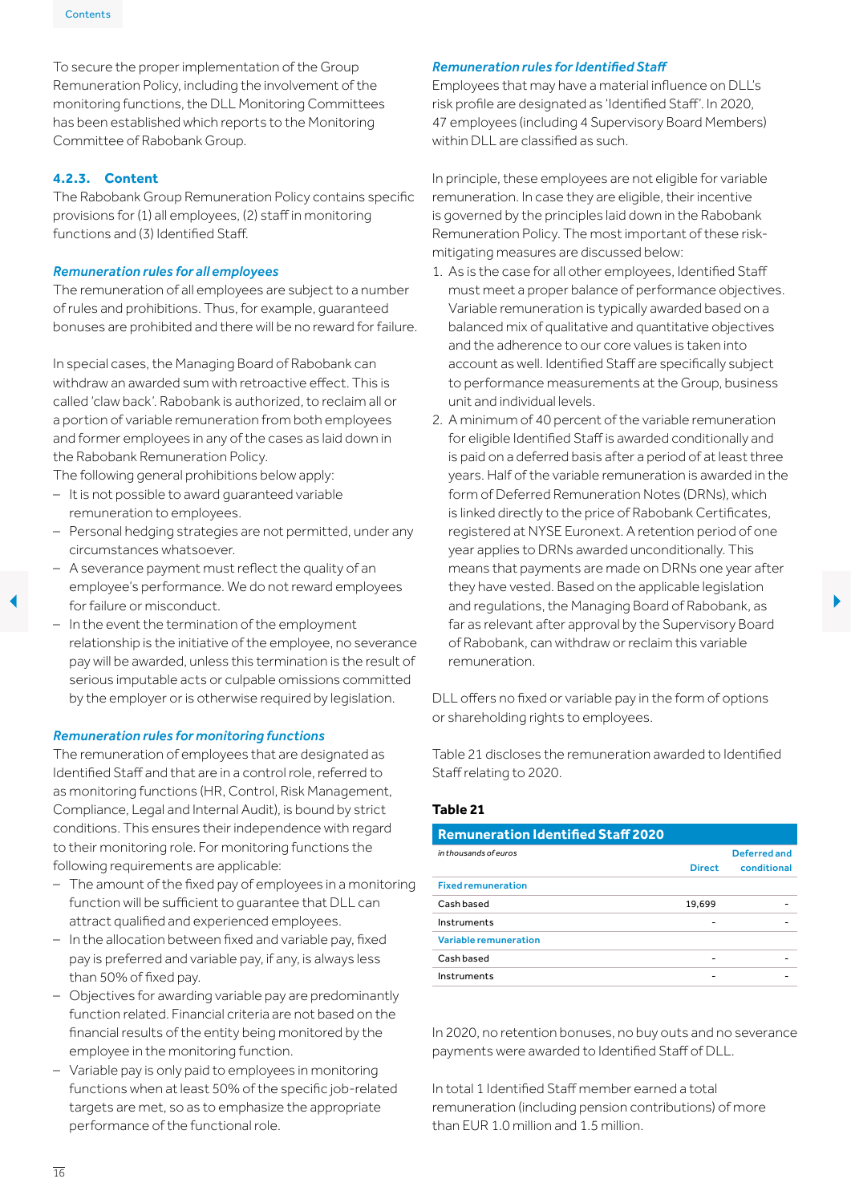To secure the proper implementation of the Group Remuneration Policy, including the involvement of the monitoring functions, the DLL Monitoring Committees has been established which reports to the Monitoring Committee of Rabobank Group.

### 4.2.3. Content

The Rabobank Group Remuneration Policy contains specific provisions for (1) all employees, (2) staff in monitoring functions and (3) Identified Staff.

#### *Remuneration rules for all employees*

The remuneration of all employees are subject to a number of rules and prohibitions. Thus, for example, guaranteed bonuses are prohibited and there will be no reward for failure.

In special cases, the Managing Board of Rabobank can withdraw an awarded sum with retroactive effect. This is called 'claw back'. Rabobank is authorized, to reclaim all or a portion of variable remuneration from both employees and former employees in any of the cases as laid down in the Rabobank Remuneration Policy.
The following general prohibitions below apply:

- It is not possible to award guaranteed variable remuneration to employees.
- Personal hedging strategies are not permitted, under any circumstances whatsoever.
- A severance payment must reflect the quality of an employee's performance. We do not reward employees for failure or misconduct.
- In the event the termination of the employment relationship is the initiative of the employee, no severance pay will be awarded, unless this termination is the result of serious imputable acts or culpable omissions committed by the employer or is otherwise required by legislation.

#### *Remuneration rules for monitoring functions*

The remuneration of employees that are designated as Identified Staff and that are in a control role, referred to as monitoring functions (HR, Control, Risk Management, Compliance, Legal and Internal Audit), is bound by strict conditions. This ensures their independence with regard to their monitoring role. For monitoring functions the following requirements are applicable:

- The amount of the fixed pay of employees in a monitoring function will be sufficient to guarantee that DLL can attract qualified and experienced employees.
- In the allocation between fixed and variable pay, fixed pay is preferred and variable pay, if any, is always less than 50% of fixed pay.
- Objectives for awarding variable pay are predominantly function related. Financial criteria are not based on the financial results of the entity being monitored by the employee in the monitoring function.
- Variable pay is only paid to employees in monitoring functions when at least 50% of the specific job-related targets are met, so as to emphasize the appropriate performance of the functional role.

#### *Remuneration rules for Identified Staff*

Employees that may have a material influence on DLL's risk profile are designated as 'Identified Staff'. In 2020, 47 employees (including 4 Supervisory Board Members) within DLL are classified as such.

In principle, these employees are not eligible for variable remuneration. In case they are eligible, their incentive is governed by the principles laid down in the Rabobank Remuneration Policy. The most important of these risk-mitigating measures are discussed below:

1. As is the case for all other employees, Identified Staff must meet a proper balance of performance objectives. Variable remuneration is typically awarded based on a balanced mix of qualitative and quantitative objectives and the adherence to our core values is taken into account as well. Identified Staff are specifically subject to performance measurements at the Group, business unit and individual levels.
2. A minimum of 40 percent of the variable remuneration for eligible Identified Staff is awarded conditionally and is paid on a deferred basis after a period of at least three years. Half of the variable remuneration is awarded in the form of Deferred Remuneration Notes (DRNs), which is linked directly to the price of Rabobank Certificates, registered at NYSE Euronext. A retention period of one year applies to DRNs awarded unconditionally. This means that payments are made on DRNs one year after they have vested. Based on the applicable legislation and regulations, the Managing Board of Rabobank, as far as relevant after approval by the Supervisory Board of Rabobank, can withdraw or reclaim this variable remuneration.

DLL offers no fixed or variable pay in the form of options or shareholding rights to employees.

Table 21 discloses the remuneration awarded to Identified Staff relating to 2020.

**Table 21**

| Remuneration Identified Staff 2020 | | |
|---|---|---|
| *in thousands of euros* | Direct | Deferred and conditional |
| **Fixed remuneration** | | |
| Cash based | 19,699 | - |
| Instruments | - | - |
| **Variable remuneration** | | |
| Cash based | - | - |
| Instruments | - | - |

In 2020, no retention bonuses, no buy outs and no severance payments were awarded to Identified Staff of DLL.

In total 1 Identified Staff member earned a total remuneration (including pension contributions) of more than EUR 1.0 million and 1.5 million.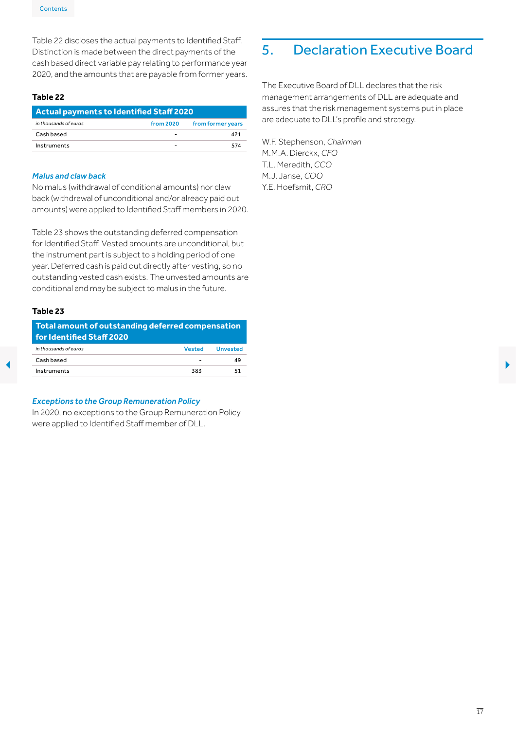Table 22 discloses the actual payments to Identified Staff. Distinction is made between the direct payments of the cash based direct variable pay relating to performance year 2020, and the amounts that are payable from former years.

**Table 22**

| Actual payments to Identified Staff 2020 | | |
|---|---|---|
| *in thousands of euros* | from 2020 | from former years |
| Cash based | - | 421 |
| Instruments | - | 574 |

***Malus and claw back***

No malus (withdrawal of conditional amounts) nor claw back (withdrawal of unconditional and/or already paid out amounts) were applied to Identified Staff members in 2020.

Table 23 shows the outstanding deferred compensation for Identified Staff. Vested amounts are unconditional, but the instrument part is subject to a holding period of one year. Deferred cash is paid out directly after vesting, so no outstanding vested cash exists. The unvested amounts are conditional and may be subject to malus in the future.

**Table 23**

| Total amount of outstanding deferred compensation for Identified Staff 2020 | | |
|---|---|---|
| *in thousands of euros* | Vested | Unvested |
| Cash based | - | 49 |
| Instruments | 383 | 51 |

***Exceptions to the Group Remuneration Policy***

In 2020, no exceptions to the Group Remuneration Policy were applied to Identified Staff member of DLL.

## 5. Declaration Executive Board

The Executive Board of DLL declares that the risk management arrangements of DLL are adequate and assures that the risk management systems put in place are adequate to DLL's profile and strategy.

W.F. Stephenson, *Chairman*
M.M.A. Dierckx, *CFO*
T.L. Meredith, *CCO*
M.J. Janse, *COO*
Y.E. Hoefsmit, *CRO*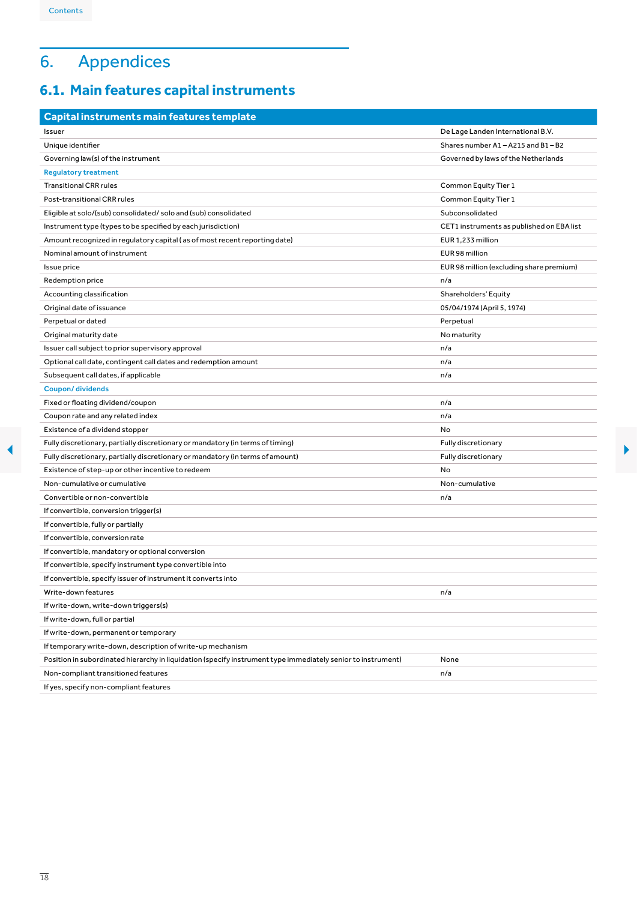# 6. Appendices

## 6.1. Main features capital instruments

| Capital instruments main features template | |
|---|---|
| Issuer | De Lage Landen International B.V. |
| Unique identifier | Shares number A1 – A215 and B1 – B2 |
| Governing law(s) of the instrument | Governed by laws of the Netherlands |
| **Regulatory treatment** | |
| Transitional CRR rules | Common Equity Tier 1 |
| Post-transitional CRR rules | Common Equity Tier 1 |
| Eligible at solo/(sub) consolidated/ solo and (sub) consolidated | Subconsolidated |
| Instrument type (types to be specified by each jurisdiction) | CET1 instruments as published on EBA list |
| Amount recognized in regulatory capital ( as of most recent reporting date) | EUR 1,233 million |
| Nominal amount of instrument | EUR 98 million |
| Issue price | EUR 98 million (excluding share premium) |
| Redemption price | n/a |
| Accounting classification | Shareholders' Equity |
| Original date of issuance | 05/04/1974 (April 5, 1974) |
| Perpetual or dated | Perpetual |
| Original maturity date | No maturity |
| Issuer call subject to prior supervisory approval | n/a |
| Optional call date, contingent call dates and redemption amount | n/a |
| Subsequent call dates, if applicable | n/a |
| **Coupon/ dividends** | |
| Fixed or floating dividend/coupon | n/a |
| Coupon rate and any related index | n/a |
| Existence of a dividend stopper | No |
| Fully discretionary, partially discretionary or mandatory (in terms of timing) | Fully discretionary |
| Fully discretionary, partially discretionary or mandatory (in terms of amount) | Fully discretionary |
| Existence of step-up or other incentive to redeem | No |
| Non-cumulative or cumulative | Non-cumulative |
| Convertible or non-convertible | n/a |
| If convertible, conversion trigger(s) | |
| If convertible, fully or partially | |
| If convertible, conversion rate | |
| If convertible, mandatory or optional conversion | |
| If convertible, specify instrument type convertible into | |
| If convertible, specify issuer of instrument it converts into | |
| Write-down features | n/a |
| If write-down, write-down triggers(s) | |
| If write-down, full or partial | |
| If write-down, permanent or temporary | |
| If temporary write-down, description of write-up mechanism | |
| Position in subordinated hierarchy in liquidation (specify instrument type immediately senior to instrument) | None |
| Non-compliant transitioned features | n/a |
| If yes, specify non-compliant features | |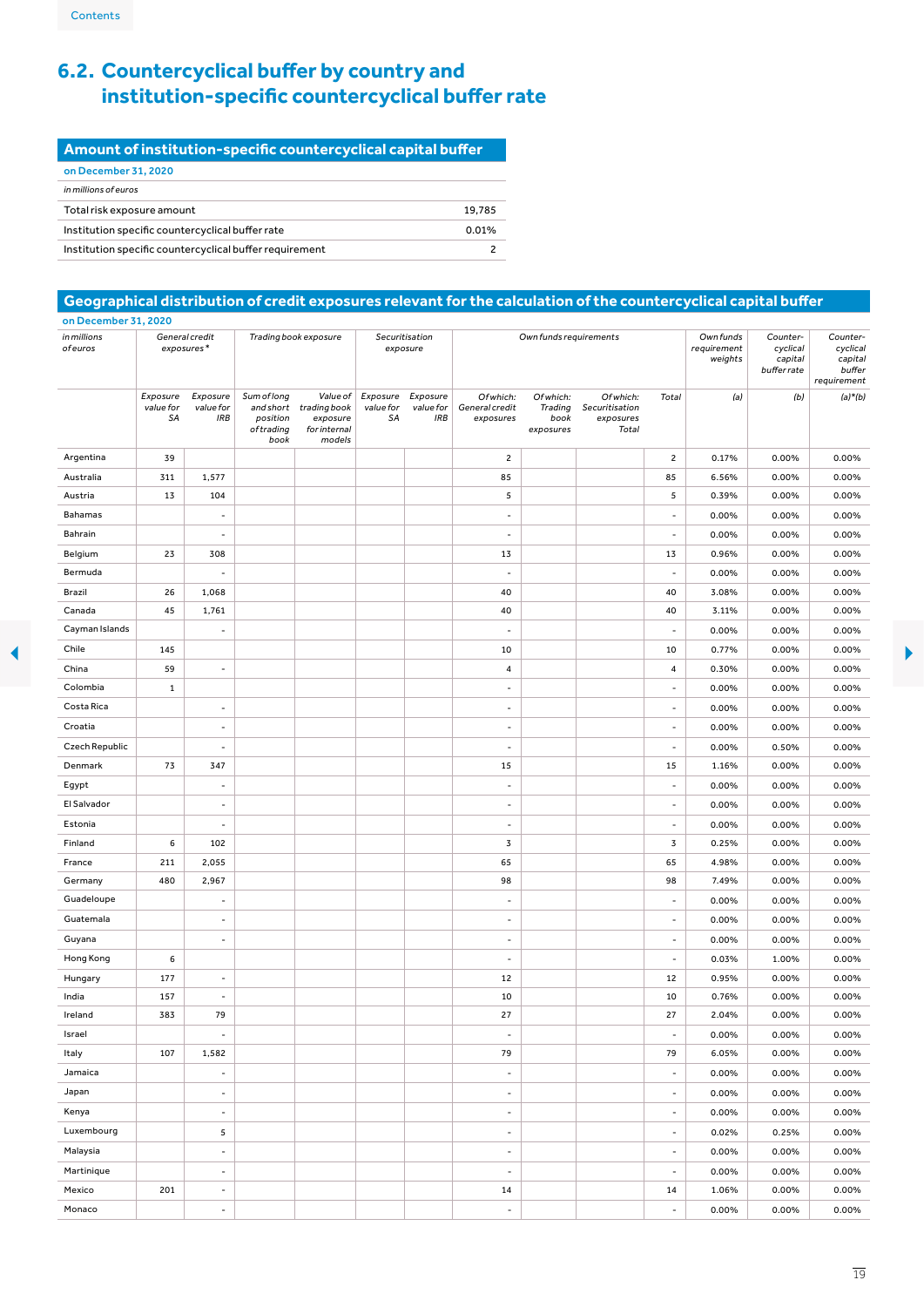## 6.2. Countercyclical buffer by country and institution-specific countercyclical buffer rate

### Amount of institution-specific countercyclical capital buffer

on December 31, 2020

*in millions of euros*

| | |
|---|---|
| Total risk exposure amount | 19,785 |
| Institution specific countercyclical buffer rate | 0.01% |
| Institution specific countercyclical buffer requirement | 2 |

### Geographical distribution of credit exposures relevant for the calculation of the countercyclical capital buffer

on December 31, 2020

| *in millions of euros* | *General credit exposures \** | | *Trading book exposure* | | *Securitisation exposure* | | *Own funds requirements* | | | | *Own funds requirement weights* | *Counter-cyclical capital buffer rate* | *Counter-cyclical capital buffer requirement* |
|---|---|---|---|---|---|---|---|---|---|---|---|---|---|
| | *Exposure value for SA* | *Exposure value for IRB* | *Sum of long and short trading book position of trading book* | *Value of trading book exposure for internal models* | *Exposure value for SA* | *Exposure value for IRB* | *Of which: General credit exposures* | *Of which: Trading book exposures* | *Of which: Securitisation exposures Total* | *Total* | *(a)* | *(b)* | *(a)\*(b)* |
| Argentina | 39 | | | | | | 2 | | | 2 | 0.17% | 0.00% | 0.00% |
| Australia | 311 | 1,577 | | | | | 85 | | | 85 | 6.56% | 0.00% | 0.00% |
| Austria | 13 | 104 | | | | | 5 | | | 5 | 0.39% | 0.00% | 0.00% |
| Bahamas | | - | | | | | - | | | - | 0.00% | 0.00% | 0.00% |
| Bahrain | | - | | | | | - | | | - | 0.00% | 0.00% | 0.00% |
| Belgium | 23 | 308 | | | | | 13 | | | 13 | 0.96% | 0.00% | 0.00% |
| Bermuda | | - | | | | | - | | | - | 0.00% | 0.00% | 0.00% |
| Brazil | 26 | 1,068 | | | | | 40 | | | 40 | 3.08% | 0.00% | 0.00% |
| Canada | 45 | 1,761 | | | | | 40 | | | 40 | 3.11% | 0.00% | 0.00% |
| Cayman Islands | | - | | | | | - | | | - | 0.00% | 0.00% | 0.00% |
| Chile | 145 | | | | | | 10 | | | 10 | 0.77% | 0.00% | 0.00% |
| China | 59 | - | | | | | 4 | | | 4 | 0.30% | 0.00% | 0.00% |
| Colombia | 1 | | | | | | - | | | - | 0.00% | 0.00% | 0.00% |
| Costa Rica | | - | | | | | - | | | - | 0.00% | 0.00% | 0.00% |
| Croatia | | - | | | | | - | | | - | 0.00% | 0.00% | 0.00% |
| Czech Republic | | - | | | | | - | | | - | 0.00% | 0.50% | 0.00% |
| Denmark | 73 | 347 | | | | | 15 | | | 15 | 1.16% | 0.00% | 0.00% |
| Egypt | | - | | | | | - | | | - | 0.00% | 0.00% | 0.00% |
| El Salvador | | - | | | | | - | | | - | 0.00% | 0.00% | 0.00% |
| Estonia | | - | | | | | - | | | - | 0.00% | 0.00% | 0.00% |
| Finland | 6 | 102 | | | | | 3 | | | 3 | 0.25% | 0.00% | 0.00% |
| France | 211 | 2,055 | | | | | 65 | | | 65 | 4.98% | 0.00% | 0.00% |
| Germany | 480 | 2,967 | | | | | 98 | | | 98 | 7.49% | 0.00% | 0.00% |
| Guadeloupe | | - | | | | | - | | | - | 0.00% | 0.00% | 0.00% |
| Guatemala | | - | | | | | - | | | - | 0.00% | 0.00% | 0.00% |
| Guyana | | - | | | | | - | | | - | 0.00% | 0.00% | 0.00% |
| Hong Kong | 6 | | | | | | - | | | - | 0.03% | 1.00% | 0.00% |
| Hungary | 177 | - | | | | | 12 | | | 12 | 0.95% | 0.00% | 0.00% |
| India | 157 | - | | | | | 10 | | | 10 | 0.76% | 0.00% | 0.00% |
| Ireland | 383 | 79 | | | | | 27 | | | 27 | 2.04% | 0.00% | 0.00% |
| Israel | | - | | | | | - | | | - | 0.00% | 0.00% | 0.00% |
| Italy | 107 | 1,582 | | | | | 79 | | | 79 | 6.05% | 0.00% | 0.00% |
| Jamaica | | - | | | | | - | | | - | 0.00% | 0.00% | 0.00% |
| Japan | | - | | | | | - | | | - | 0.00% | 0.00% | 0.00% |
| Kenya | | - | | | | | - | | | - | 0.00% | 0.00% | 0.00% |
| Luxembourg | | 5 | | | | | - | | | - | 0.02% | 0.25% | 0.00% |
| Malaysia | | - | | | | | - | | | - | 0.00% | 0.00% | 0.00% |
| Martinique | | - | | | | | - | | | - | 0.00% | 0.00% | 0.00% |
| Mexico | 201 | - | | | | | 14 | | | 14 | 1.06% | 0.00% | 0.00% |
| Monaco | | - | | | | | - | | | - | 0.00% | 0.00% | 0.00% |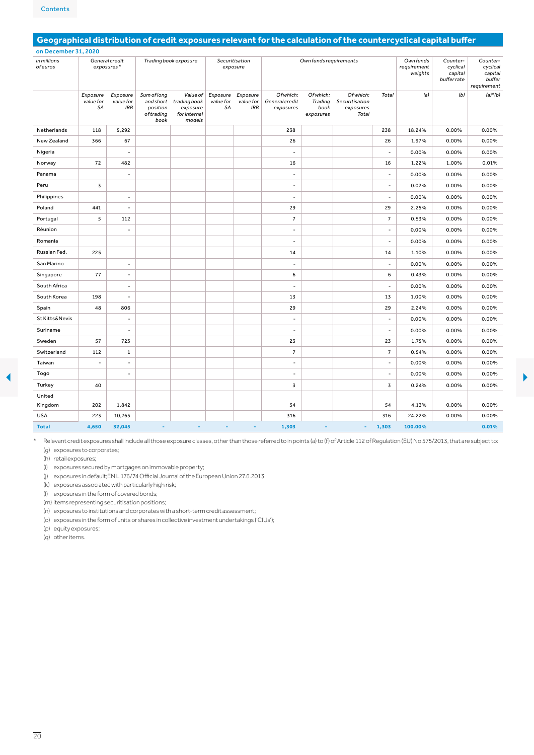## Geographical distribution of credit exposures relevant for the calculation of the countercyclical capital buffer

**on December 31, 2020**

| in millions of euros | General credit exposures* | | Trading book exposure | | Securitisation exposure | | Own funds requirements | | | | Own funds requirement weights | Counter-cyclical capital buffer rate | Counter-cyclical capital buffer requirement |
|---|---|---|---|---|---|---|---|---|---|---|---|---|---|
| | Exposure value for SA | Exposure value for IRB | Sum of long and short position of trading book | Value of trading book exposure for internal models | Exposure value for SA | Exposure value for IRB | Of which: General credit exposures | Of which: Trading book exposures | Of which: Securitisation exposures Total | Total | (a) | (b) | (a)*(b) |
| Netherlands | 118 | 5,292 | | | | | 238 | | | 238 | 18.24% | 0.00% | 0.00% |
| New Zealand | 366 | 67 | | | | | 26 | | | 26 | 1.97% | 0.00% | 0.00% |
| Nigeria | | - | | | | | - | | | - | 0.00% | 0.00% | 0.00% |
| Norway | 72 | 482 | | | | | 16 | | | 16 | 1.22% | 1.00% | 0.01% |
| Panama | | - | | | | | - | | | - | 0.00% | 0.00% | 0.00% |
| Peru | 3 | | | | | | - | | | - | 0.02% | 0.00% | 0.00% |
| Philippines | | - | | | | | - | | | - | 0.00% | 0.00% | 0.00% |
| Poland | 441 | - | | | | | 29 | | | 29 | 2.25% | 0.00% | 0.00% |
| Portugal | 5 | 112 | | | | | 7 | | | 7 | 0.53% | 0.00% | 0.00% |
| Réunion | | - | | | | | - | | | - | 0.00% | 0.00% | 0.00% |
| Romania | | | | | | | - | | | - | 0.00% | 0.00% | 0.00% |
| Russian Fed. | 225 | | | | | | 14 | | | 14 | 1.10% | 0.00% | 0.00% |
| San Marino | | - | | | | | - | | | - | 0.00% | 0.00% | 0.00% |
| Singapore | 77 | - | | | | | 6 | | | 6 | 0.43% | 0.00% | 0.00% |
| South Africa | | - | | | | | - | | | - | 0.00% | 0.00% | 0.00% |
| South Korea | 198 | - | | | | | 13 | | | 13 | 1.00% | 0.00% | 0.00% |
| Spain | 48 | 806 | | | | | 29 | | | 29 | 2.24% | 0.00% | 0.00% |
| St Kitts&Nevis | | - | | | | | - | | | - | 0.00% | 0.00% | 0.00% |
| Suriname | | - | | | | | - | | | - | 0.00% | 0.00% | 0.00% |
| Sweden | 57 | 723 | | | | | 23 | | | 23 | 1.75% | 0.00% | 0.00% |
| Switzerland | 112 | 1 | | | | | 7 | | | 7 | 0.54% | 0.00% | 0.00% |
| Taiwan | - | - | | | | | - | | | - | 0.00% | 0.00% | 0.00% |
| Togo | | - | | | | | - | | | - | 0.00% | 0.00% | 0.00% |
| Turkey | 40 | | | | | | 3 | | | 3 | 0.24% | 0.00% | 0.00% |
| United Kingdom | 202 | 1,842 | | | | | 54 | | | 54 | 4.13% | 0.00% | 0.00% |
| USA | 223 | 10,765 | | | | | 316 | | | 316 | 24.22% | 0.00% | 0.00% |
| **Total** | **4,650** | **32,045** | **-** | **-** | **-** | **-** | **1,303** | **-** | **-** | **1,303** | **100.00%** | | **0.01%** |

\* Relevant credit exposures shall include all those exposure classes, other than those referred to in points (a) to (f) of Article 112 of Regulation (EU) No 575/2013, that are subject to:

(g) exposures to corporates;
(h) retail exposures;
(i) exposures secured by mortgages on immovable property;
(j) exposures in default;EN L 176/74 Official Journal of the European Union 27.6.2013
(k) exposures associated with particularly high risk;
(l) exposures in the form of covered bonds;
(m) items representing securitisation positions;
(n) exposures to institutions and corporates with a short-term credit assessment;
(o) exposures in the form of units or shares in collective investment undertakings ('CIUs');
(p) equity exposures;
(q) other items.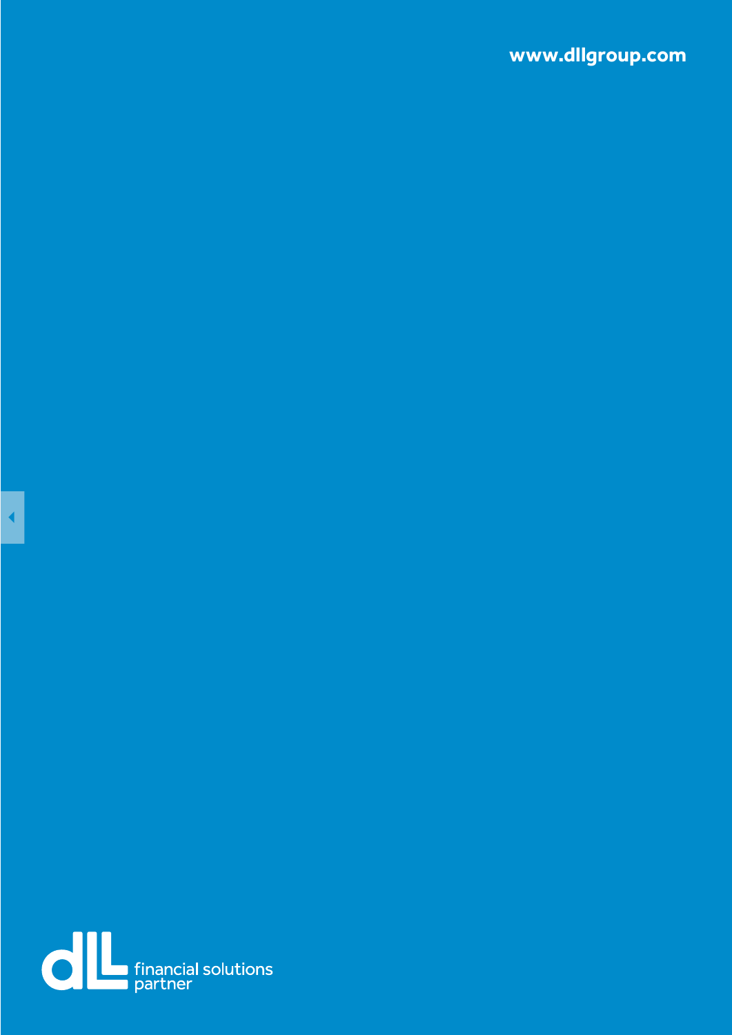www.dllgroup.com

financial solutions partner